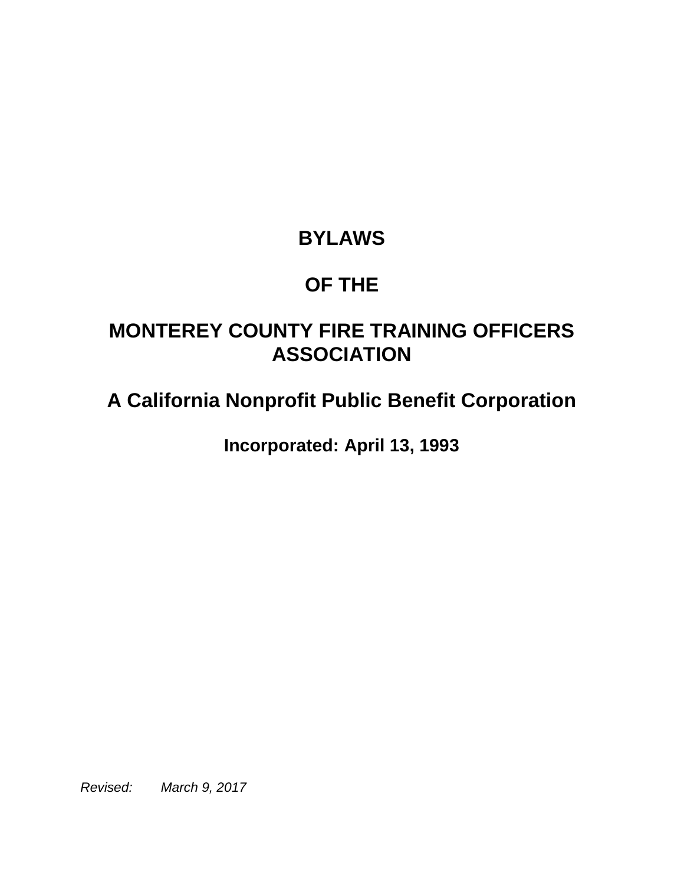# BYLAWS

# OF THE

# MONTEREY COUNTY FIRE TRAINING OFFICERS ASSOCIATION

## A California Nonprofit Public Benefit Corporation

### Incorporated: April 13, 1993

*Revised: March 9, 2017*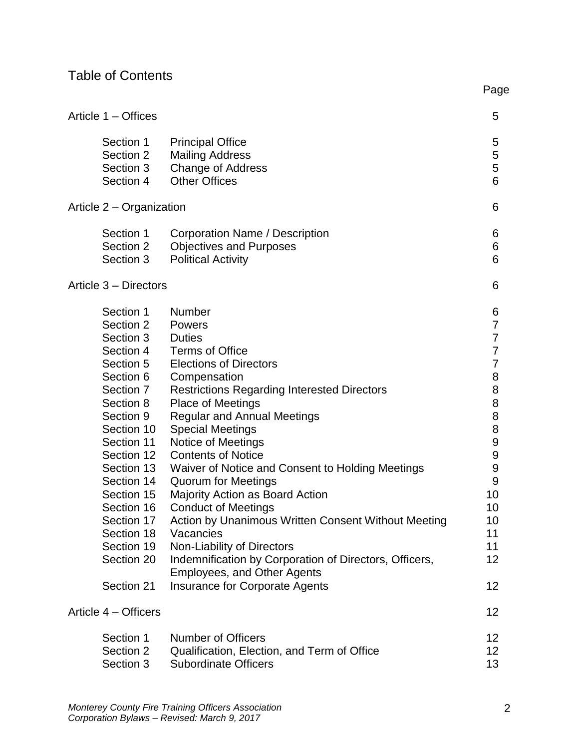# Table of Contents

| | | Page |
|---|---|---|
| **Article 1 – Offices** | | 5 |
| Section 1 | Principal Office | 5 |
| Section 2 | Mailing Address | 5 |
| Section 3 | Change of Address | 5 |
| Section 4 | Other Offices | 6 |
| **Article 2 – Organization** | | 6 |
| Section 1 | Corporation Name / Description | 6 |
| Section 2 | Objectives and Purposes | 6 |
| Section 3 | Political Activity | 6 |
| **Article 3 – Directors** | | 6 |
| Section 1 | Number | 6 |
| Section 2 | Powers | 7 |
| Section 3 | Duties | 7 |
| Section 4 | Terms of Office | 7 |
| Section 5 | Elections of Directors | 7 |
| Section 6 | Compensation | 8 |
| Section 7 | Restrictions Regarding Interested Directors | 8 |
| Section 8 | Place of Meetings | 8 |
| Section 9 | Regular and Annual Meetings | 8 |
| Section 10 | Special Meetings | 8 |
| Section 11 | Notice of Meetings | 9 |
| Section 12 | Contents of Notice | 9 |
| Section 13 | Waiver of Notice and Consent to Holding Meetings | 9 |
| Section 14 | Quorum for Meetings | 9 |
| Section 15 | Majority Action as Board Action | 10 |
| Section 16 | Conduct of Meetings | 10 |
| Section 17 | Action by Unanimous Written Consent Without Meeting | 10 |
| Section 18 | Vacancies | 11 |
| Section 19 | Non-Liability of Directors | 11 |
| Section 20 | Indemnification by Corporation of Directors, Officers, Employees, and Other Agents | 12 |
| Section 21 | Insurance for Corporate Agents | 12 |
| **Article 4 – Officers** | | 12 |
| Section 1 | Number of Officers | 12 |
| Section 2 | Qualification, Election, and Term of Office | 12 |
| Section 3 | Subordinate Officers | 13 |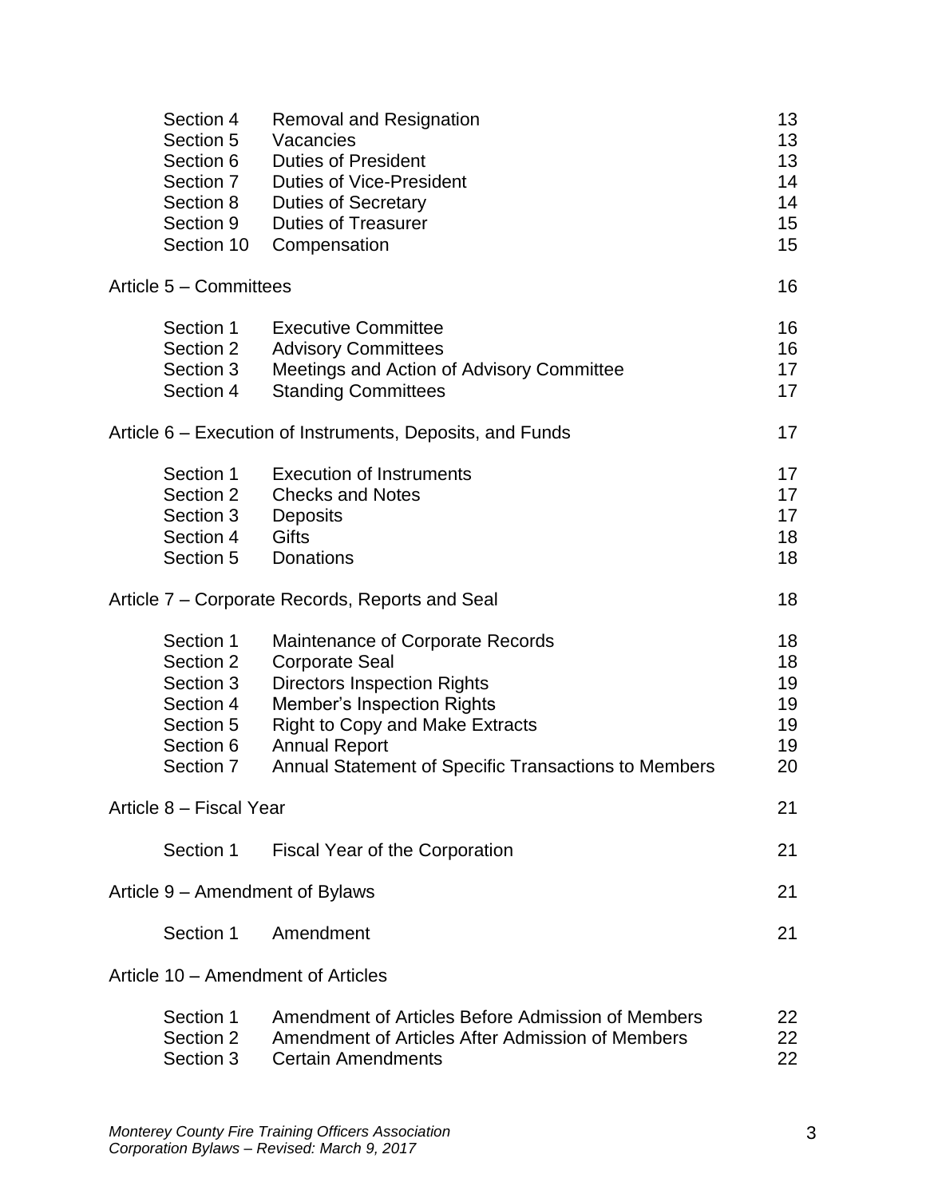| | | |
|---|---|---|
| Section 4 | Removal and Resignation | 13 |
| Section 5 | Vacancies | 13 |
| Section 6 | Duties of President | 13 |
| Section 7 | Duties of Vice-President | 14 |
| Section 8 | Duties of Secretary | 14 |
| Section 9 | Duties of Treasurer | 15 |
| Section 10 | Compensation | 15 |
| **Article 5 – Committees** | | 16 |
| Section 1 | Executive Committee | 16 |
| Section 2 | Advisory Committees | 16 |
| Section 3 | Meetings and Action of Advisory Committee | 17 |
| Section 4 | Standing Committees | 17 |
| **Article 6 – Execution of Instruments, Deposits, and Funds** | | 17 |
| Section 1 | Execution of Instruments | 17 |
| Section 2 | Checks and Notes | 17 |
| Section 3 | Deposits | 17 |
| Section 4 | Gifts | 18 |
| Section 5 | Donations | 18 |
| **Article 7 – Corporate Records, Reports and Seal** | | 18 |
| Section 1 | Maintenance of Corporate Records | 18 |
| Section 2 | Corporate Seal | 18 |
| Section 3 | Directors Inspection Rights | 19 |
| Section 4 | Member's Inspection Rights | 19 |
| Section 5 | Right to Copy and Make Extracts | 19 |
| Section 6 | Annual Report | 19 |
| Section 7 | Annual Statement of Specific Transactions to Members | 20 |
| **Article 8 – Fiscal Year** | | 21 |
| Section 1 | Fiscal Year of the Corporation | 21 |
| **Article 9 – Amendment of Bylaws** | | 21 |
| Section 1 | Amendment | 21 |
| **Article 10 – Amendment of Articles** | | |
| Section 1 | Amendment of Articles Before Admission of Members | 22 |
| Section 2 | Amendment of Articles After Admission of Members | 22 |
| Section 3 | Certain Amendments | 22 |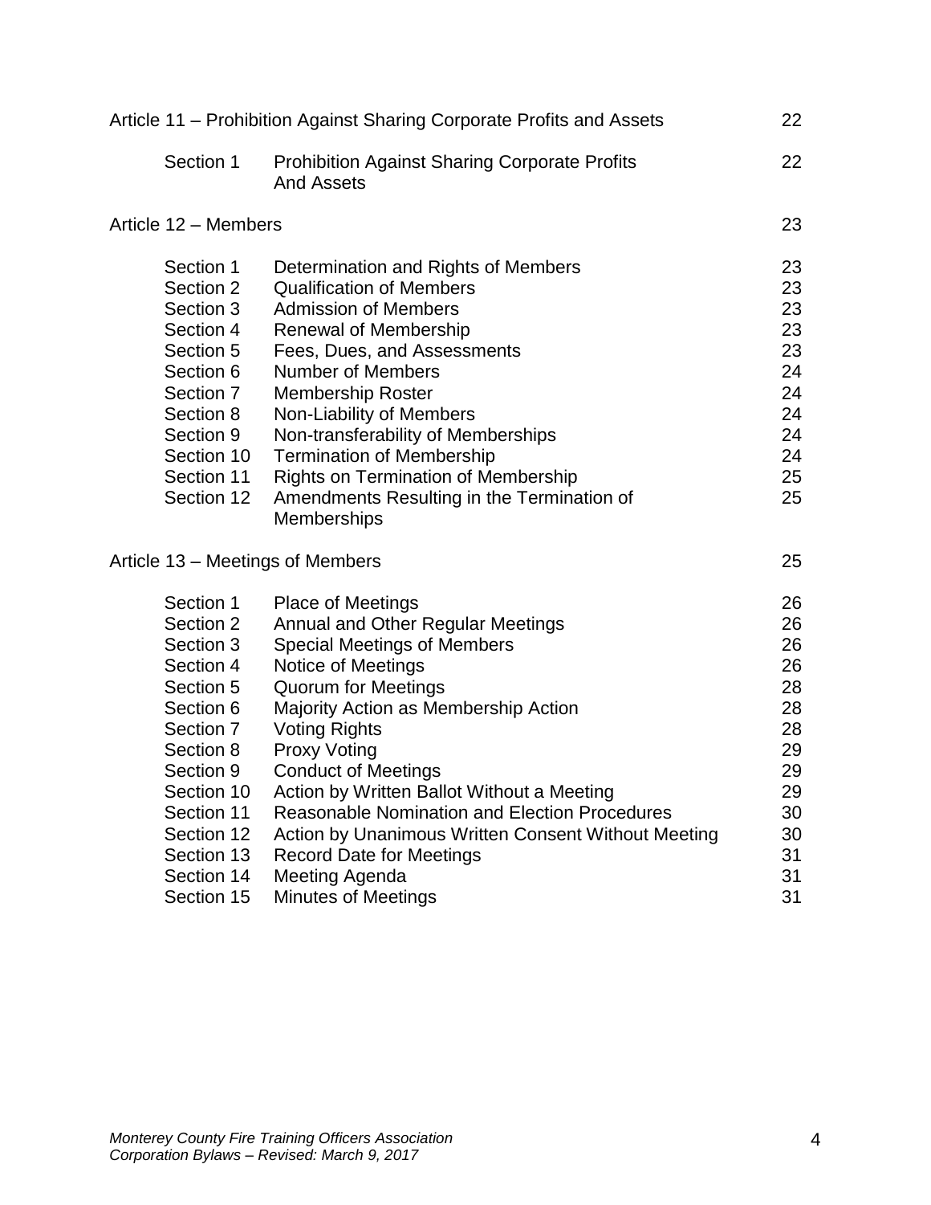| | | |
|---|---|---|
| Article 11 – Prohibition Against Sharing Corporate Profits and Assets | | 22 |
| Section 1 | Prohibition Against Sharing Corporate Profits And Assets | 22 |
| Article 12 – Members | | 23 |
| Section 1 | Determination and Rights of Members | 23 |
| Section 2 | Qualification of Members | 23 |
| Section 3 | Admission of Members | 23 |
| Section 4 | Renewal of Membership | 23 |
| Section 5 | Fees, Dues, and Assessments | 23 |
| Section 6 | Number of Members | 24 |
| Section 7 | Membership Roster | 24 |
| Section 8 | Non-Liability of Members | 24 |
| Section 9 | Non-transferability of Memberships | 24 |
| Section 10 | Termination of Membership | 24 |
| Section 11 | Rights on Termination of Membership | 25 |
| Section 12 | Amendments Resulting in the Termination of Memberships | 25 |
| Article 13 – Meetings of Members | | 25 |
| Section 1 | Place of Meetings | 26 |
| Section 2 | Annual and Other Regular Meetings | 26 |
| Section 3 | Special Meetings of Members | 26 |
| Section 4 | Notice of Meetings | 26 |
| Section 5 | Quorum for Meetings | 28 |
| Section 6 | Majority Action as Membership Action | 28 |
| Section 7 | Voting Rights | 28 |
| Section 8 | Proxy Voting | 29 |
| Section 9 | Conduct of Meetings | 29 |
| Section 10 | Action by Written Ballot Without a Meeting | 29 |
| Section 11 | Reasonable Nomination and Election Procedures | 30 |
| Section 12 | Action by Unanimous Written Consent Without Meeting | 30 |
| Section 13 | Record Date for Meetings | 31 |
| Section 14 | Meeting Agenda | 31 |
| Section 15 | Minutes of Meetings | 31 |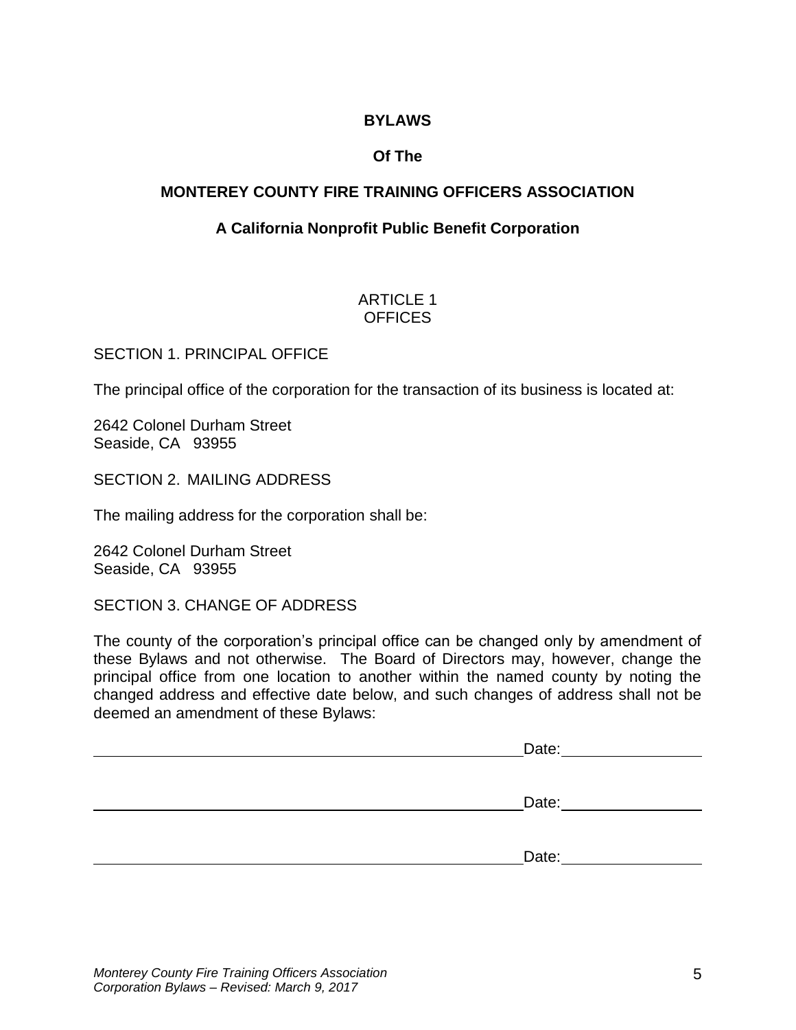**BYLAWS**

**Of The**

**MONTEREY COUNTY FIRE TRAINING OFFICERS ASSOCIATION**

**A California Nonprofit Public Benefit Corporation**

ARTICLE 1
OFFICES

SECTION 1. PRINCIPAL OFFICE

The principal office of the corporation for the transaction of its business is located at:

2642 Colonel Durham Street
Seaside, CA 93955

SECTION 2. MAILING ADDRESS

The mailing address for the corporation shall be:

2642 Colonel Durham Street
Seaside, CA 93955

SECTION 3. CHANGE OF ADDRESS

The county of the corporation's principal office can be changed only by amendment of these Bylaws and not otherwise. The Board of Directors may, however, change the principal office from one location to another within the named county by noting the changed address and effective date below, and such changes of address shall not be deemed an amendment of these Bylaws:

_________________________________________________ Date: ______________

_________________________________________________ Date: ______________

_________________________________________________ Date: ______________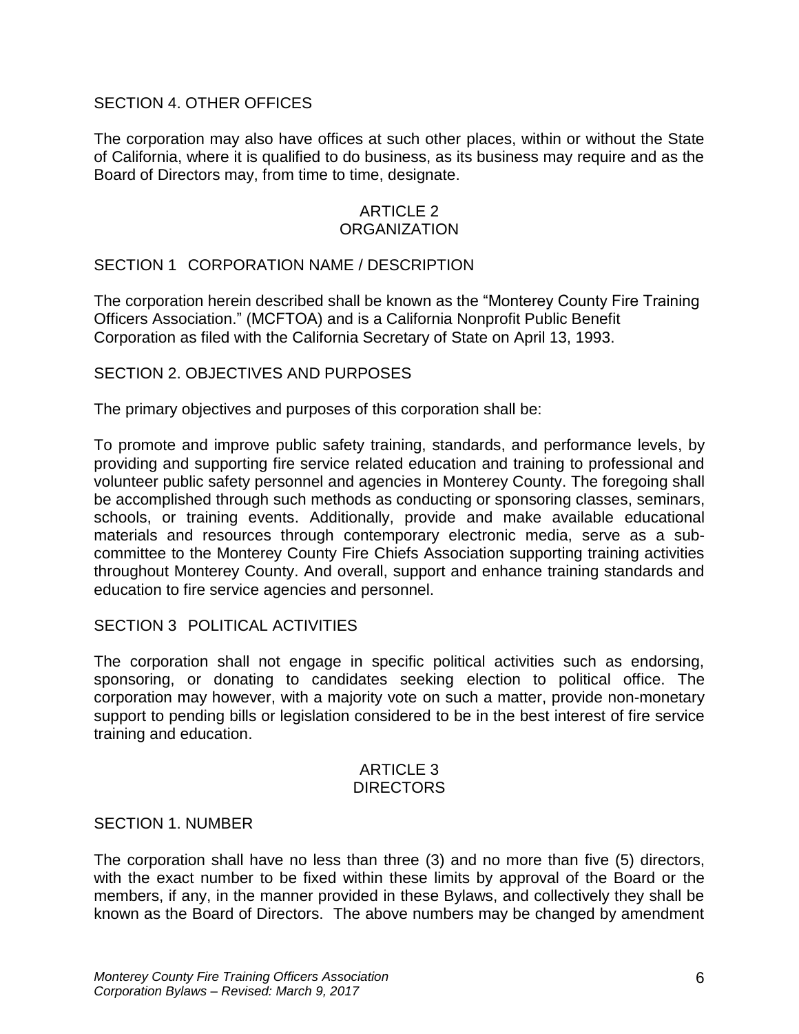### SECTION 4. OTHER OFFICES

The corporation may also have offices at such other places, within or without the State of California, where it is qualified to do business, as its business may require and as the Board of Directors may, from time to time, designate.

## ARTICLE 2
## ORGANIZATION

### SECTION 1 CORPORATION NAME / DESCRIPTION

The corporation herein described shall be known as the "Monterey County Fire Training Officers Association." (MCFTOA) and is a California Nonprofit Public Benefit Corporation as filed with the California Secretary of State on April 13, 1993.

### SECTION 2. OBJECTIVES AND PURPOSES

The primary objectives and purposes of this corporation shall be:

To promote and improve public safety training, standards, and performance levels, by providing and supporting fire service related education and training to professional and volunteer public safety personnel and agencies in Monterey County. The foregoing shall be accomplished through such methods as conducting or sponsoring classes, seminars, schools, or training events. Additionally, provide and make available educational materials and resources through contemporary electronic media, serve as a sub-committee to the Monterey County Fire Chiefs Association supporting training activities throughout Monterey County. And overall, support and enhance training standards and education to fire service agencies and personnel.

### SECTION 3 POLITICAL ACTIVITIES

The corporation shall not engage in specific political activities such as endorsing, sponsoring, or donating to candidates seeking election to political office. The corporation may however, with a majority vote on such a matter, provide non-monetary support to pending bills or legislation considered to be in the best interest of fire service training and education.

## ARTICLE 3
## DIRECTORS

### SECTION 1. NUMBER

The corporation shall have no less than three (3) and no more than five (5) directors, with the exact number to be fixed within these limits by approval of the Board or the members, if any, in the manner provided in these Bylaws, and collectively they shall be known as the Board of Directors. The above numbers may be changed by amendment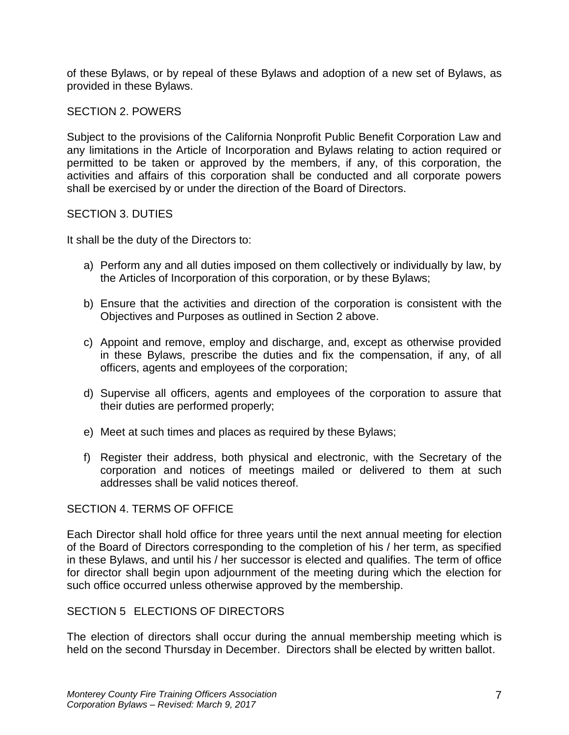of these Bylaws, or by repeal of these Bylaws and adoption of a new set of Bylaws, as provided in these Bylaws.

## SECTION 2. POWERS

Subject to the provisions of the California Nonprofit Public Benefit Corporation Law and any limitations in the Article of Incorporation and Bylaws relating to action required or permitted to be taken or approved by the members, if any, of this corporation, the activities and affairs of this corporation shall be conducted and all corporate powers shall be exercised by or under the direction of the Board of Directors.

## SECTION 3. DUTIES

It shall be the duty of the Directors to:

a) Perform any and all duties imposed on them collectively or individually by law, by the Articles of Incorporation of this corporation, or by these Bylaws;

b) Ensure that the activities and direction of the corporation is consistent with the Objectives and Purposes as outlined in Section 2 above.

c) Appoint and remove, employ and discharge, and, except as otherwise provided in these Bylaws, prescribe the duties and fix the compensation, if any, of all officers, agents and employees of the corporation;

d) Supervise all officers, agents and employees of the corporation to assure that their duties are performed properly;

e) Meet at such times and places as required by these Bylaws;

f) Register their address, both physical and electronic, with the Secretary of the corporation and notices of meetings mailed or delivered to them at such addresses shall be valid notices thereof.

## SECTION 4. TERMS OF OFFICE

Each Director shall hold office for three years until the next annual meeting for election of the Board of Directors corresponding to the completion of his / her term, as specified in these Bylaws, and until his / her successor is elected and qualifies. The term of office for director shall begin upon adjournment of the meeting during which the election for such office occurred unless otherwise approved by the membership.

## SECTION 5 ELECTIONS OF DIRECTORS

The election of directors shall occur during the annual membership meeting which is held on the second Thursday in December. Directors shall be elected by written ballot.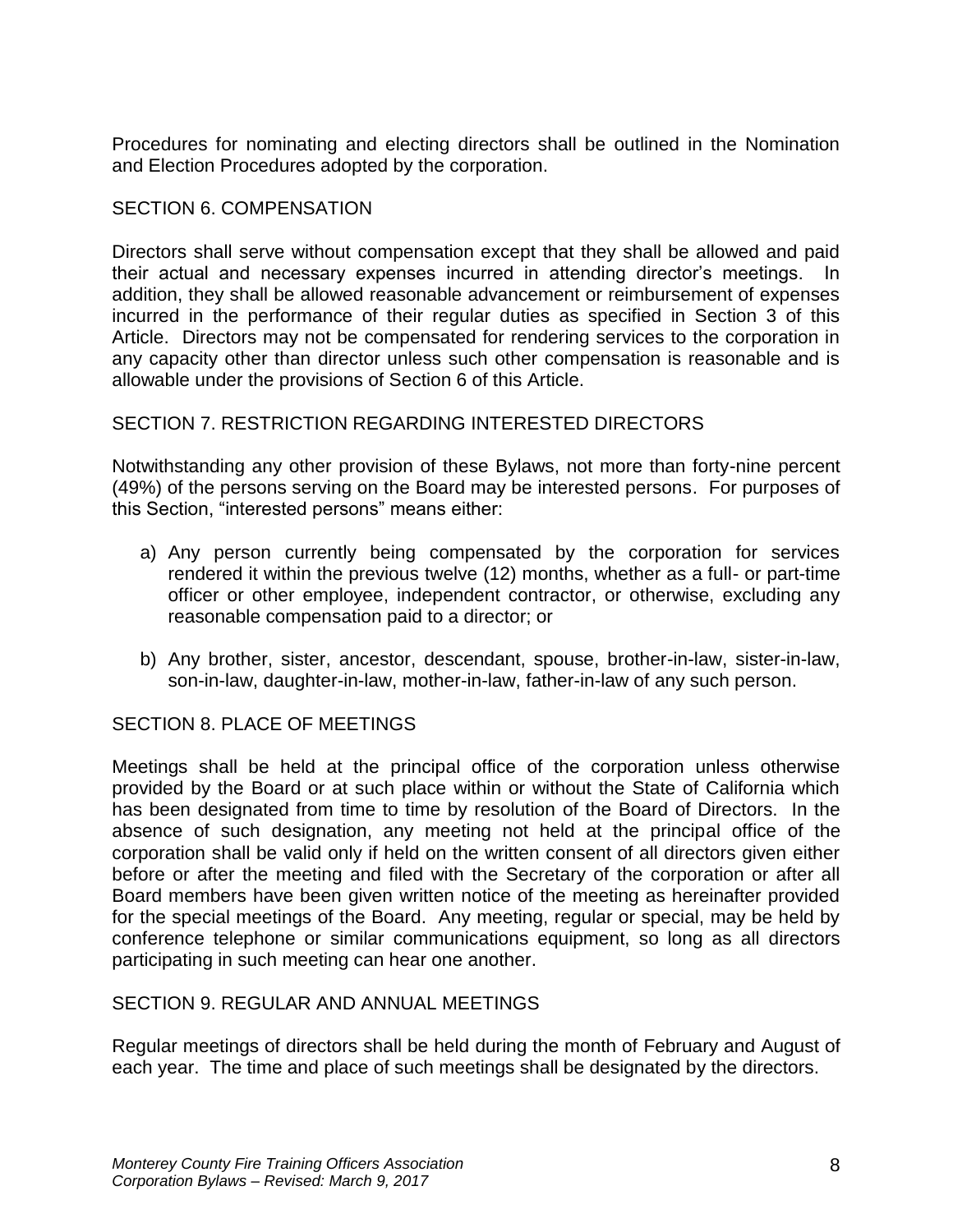Procedures for nominating and electing directors shall be outlined in the Nomination and Election Procedures adopted by the corporation.

## SECTION 6. COMPENSATION

Directors shall serve without compensation except that they shall be allowed and paid their actual and necessary expenses incurred in attending director's meetings. In addition, they shall be allowed reasonable advancement or reimbursement of expenses incurred in the performance of their regular duties as specified in Section 3 of this Article. Directors may not be compensated for rendering services to the corporation in any capacity other than director unless such other compensation is reasonable and is allowable under the provisions of Section 6 of this Article.

## SECTION 7. RESTRICTION REGARDING INTERESTED DIRECTORS

Notwithstanding any other provision of these Bylaws, not more than forty-nine percent (49%) of the persons serving on the Board may be interested persons. For purposes of this Section, "interested persons" means either:

a) Any person currently being compensated by the corporation for services rendered it within the previous twelve (12) months, whether as a full- or part-time officer or other employee, independent contractor, or otherwise, excluding any reasonable compensation paid to a director; or

b) Any brother, sister, ancestor, descendant, spouse, brother-in-law, sister-in-law, son-in-law, daughter-in-law, mother-in-law, father-in-law of any such person.

## SECTION 8. PLACE OF MEETINGS

Meetings shall be held at the principal office of the corporation unless otherwise provided by the Board or at such place within or without the State of California which has been designated from time to time by resolution of the Board of Directors. In the absence of such designation, any meeting not held at the principal office of the corporation shall be valid only if held on the written consent of all directors given either before or after the meeting and filed with the Secretary of the corporation or after all Board members have been given written notice of the meeting as hereinafter provided for the special meetings of the Board. Any meeting, regular or special, may be held by conference telephone or similar communications equipment, so long as all directors participating in such meeting can hear one another.

## SECTION 9. REGULAR AND ANNUAL MEETINGS

Regular meetings of directors shall be held during the month of February and August of each year. The time and place of such meetings shall be designated by the directors.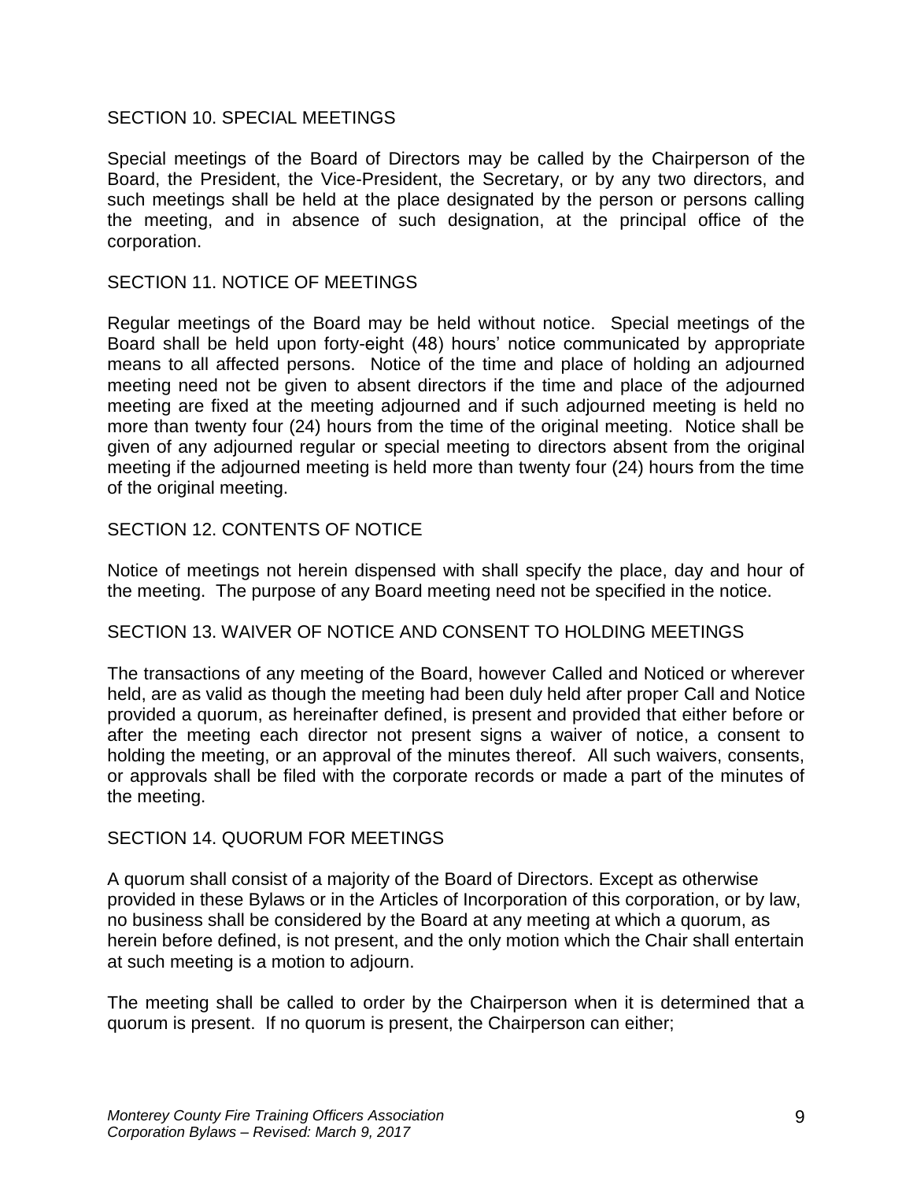## SECTION 10. SPECIAL MEETINGS

Special meetings of the Board of Directors may be called by the Chairperson of the Board, the President, the Vice-President, the Secretary, or by any two directors, and such meetings shall be held at the place designated by the person or persons calling the meeting, and in absence of such designation, at the principal office of the corporation.

## SECTION 11. NOTICE OF MEETINGS

Regular meetings of the Board may be held without notice. Special meetings of the Board shall be held upon forty-eight (48) hours' notice communicated by appropriate means to all affected persons. Notice of the time and place of holding an adjourned meeting need not be given to absent directors if the time and place of the adjourned meeting are fixed at the meeting adjourned and if such adjourned meeting is held no more than twenty four (24) hours from the time of the original meeting. Notice shall be given of any adjourned regular or special meeting to directors absent from the original meeting if the adjourned meeting is held more than twenty four (24) hours from the time of the original meeting.

## SECTION 12. CONTENTS OF NOTICE

Notice of meetings not herein dispensed with shall specify the place, day and hour of the meeting. The purpose of any Board meeting need not be specified in the notice.

## SECTION 13. WAIVER OF NOTICE AND CONSENT TO HOLDING MEETINGS

The transactions of any meeting of the Board, however Called and Noticed or wherever held, are as valid as though the meeting had been duly held after proper Call and Notice provided a quorum, as hereinafter defined, is present and provided that either before or after the meeting each director not present signs a waiver of notice, a consent to holding the meeting, or an approval of the minutes thereof. All such waivers, consents, or approvals shall be filed with the corporate records or made a part of the minutes of the meeting.

## SECTION 14. QUORUM FOR MEETINGS

A quorum shall consist of a majority of the Board of Directors. Except as otherwise provided in these Bylaws or in the Articles of Incorporation of this corporation, or by law, no business shall be considered by the Board at any meeting at which a quorum, as herein before defined, is not present, and the only motion which the Chair shall entertain at such meeting is a motion to adjourn.

The meeting shall be called to order by the Chairperson when it is determined that a quorum is present. If no quorum is present, the Chairperson can either;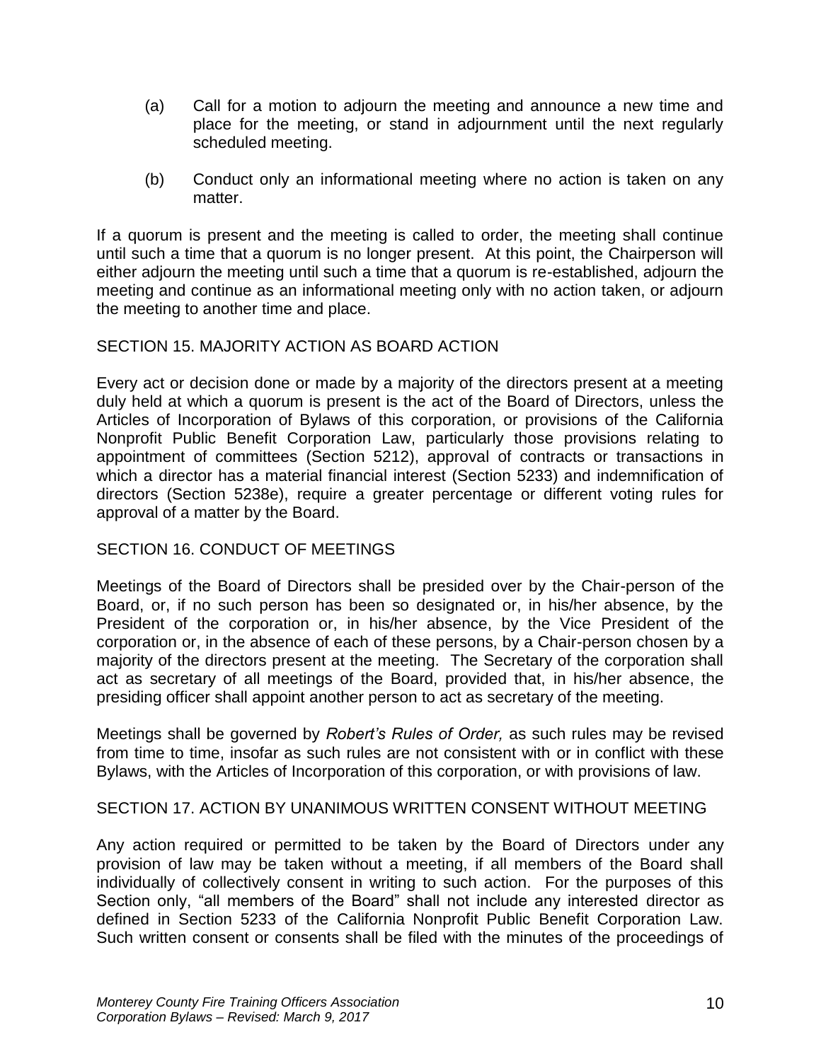(a) Call for a motion to adjourn the meeting and announce a new time and place for the meeting, or stand in adjournment until the next regularly scheduled meeting.

(b) Conduct only an informational meeting where no action is taken on any matter.

If a quorum is present and the meeting is called to order, the meeting shall continue until such a time that a quorum is no longer present. At this point, the Chairperson will either adjourn the meeting until such a time that a quorum is re-established, adjourn the meeting and continue as an informational meeting only with no action taken, or adjourn the meeting to another time and place.

## SECTION 15. MAJORITY ACTION AS BOARD ACTION

Every act or decision done or made by a majority of the directors present at a meeting duly held at which a quorum is present is the act of the Board of Directors, unless the Articles of Incorporation of Bylaws of this corporation, or provisions of the California Nonprofit Public Benefit Corporation Law, particularly those provisions relating to appointment of committees (Section 5212), approval of contracts or transactions in which a director has a material financial interest (Section 5233) and indemnification of directors (Section 5238e), require a greater percentage or different voting rules for approval of a matter by the Board.

## SECTION 16. CONDUCT OF MEETINGS

Meetings of the Board of Directors shall be presided over by the Chair-person of the Board, or, if no such person has been so designated or, in his/her absence, by the President of the corporation or, in his/her absence, by the Vice President of the corporation or, in the absence of each of these persons, by a Chair-person chosen by a majority of the directors present at the meeting. The Secretary of the corporation shall act as secretary of all meetings of the Board, provided that, in his/her absence, the presiding officer shall appoint another person to act as secretary of the meeting.

Meetings shall be governed by *Robert's Rules of Order,* as such rules may be revised from time to time, insofar as such rules are not consistent with or in conflict with these Bylaws, with the Articles of Incorporation of this corporation, or with provisions of law.

## SECTION 17. ACTION BY UNANIMOUS WRITTEN CONSENT WITHOUT MEETING

Any action required or permitted to be taken by the Board of Directors under any provision of law may be taken without a meeting, if all members of the Board shall individually of collectively consent in writing to such action. For the purposes of this Section only, "all members of the Board" shall not include any interested director as defined in Section 5233 of the California Nonprofit Public Benefit Corporation Law. Such written consent or consents shall be filed with the minutes of the proceedings of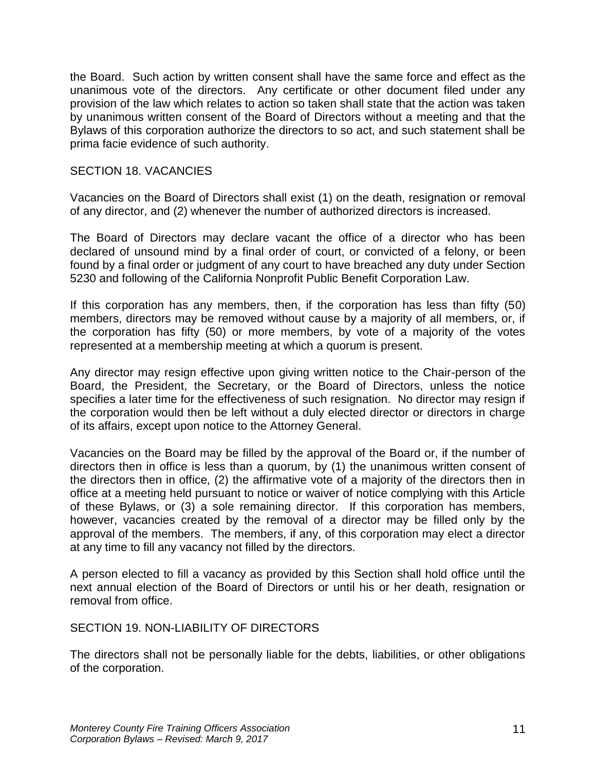the Board. Such action by written consent shall have the same force and effect as the unanimous vote of the directors. Any certificate or other document filed under any provision of the law which relates to action so taken shall state that the action was taken by unanimous written consent of the Board of Directors without a meeting and that the Bylaws of this corporation authorize the directors to so act, and such statement shall be prima facie evidence of such authority.

## SECTION 18. VACANCIES

Vacancies on the Board of Directors shall exist (1) on the death, resignation or removal of any director, and (2) whenever the number of authorized directors is increased.

The Board of Directors may declare vacant the office of a director who has been declared of unsound mind by a final order of court, or convicted of a felony, or been found by a final order or judgment of any court to have breached any duty under Section 5230 and following of the California Nonprofit Public Benefit Corporation Law.

If this corporation has any members, then, if the corporation has less than fifty (50) members, directors may be removed without cause by a majority of all members, or, if the corporation has fifty (50) or more members, by vote of a majority of the votes represented at a membership meeting at which a quorum is present.

Any director may resign effective upon giving written notice to the Chair-person of the Board, the President, the Secretary, or the Board of Directors, unless the notice specifies a later time for the effectiveness of such resignation. No director may resign if the corporation would then be left without a duly elected director or directors in charge of its affairs, except upon notice to the Attorney General.

Vacancies on the Board may be filled by the approval of the Board or, if the number of directors then in office is less than a quorum, by (1) the unanimous written consent of the directors then in office, (2) the affirmative vote of a majority of the directors then in office at a meeting held pursuant to notice or waiver of notice complying with this Article of these Bylaws, or (3) a sole remaining director. If this corporation has members, however, vacancies created by the removal of a director may be filled only by the approval of the members. The members, if any, of this corporation may elect a director at any time to fill any vacancy not filled by the directors.

A person elected to fill a vacancy as provided by this Section shall hold office until the next annual election of the Board of Directors or until his or her death, resignation or removal from office.

## SECTION 19. NON-LIABILITY OF DIRECTORS

The directors shall not be personally liable for the debts, liabilities, or other obligations of the corporation.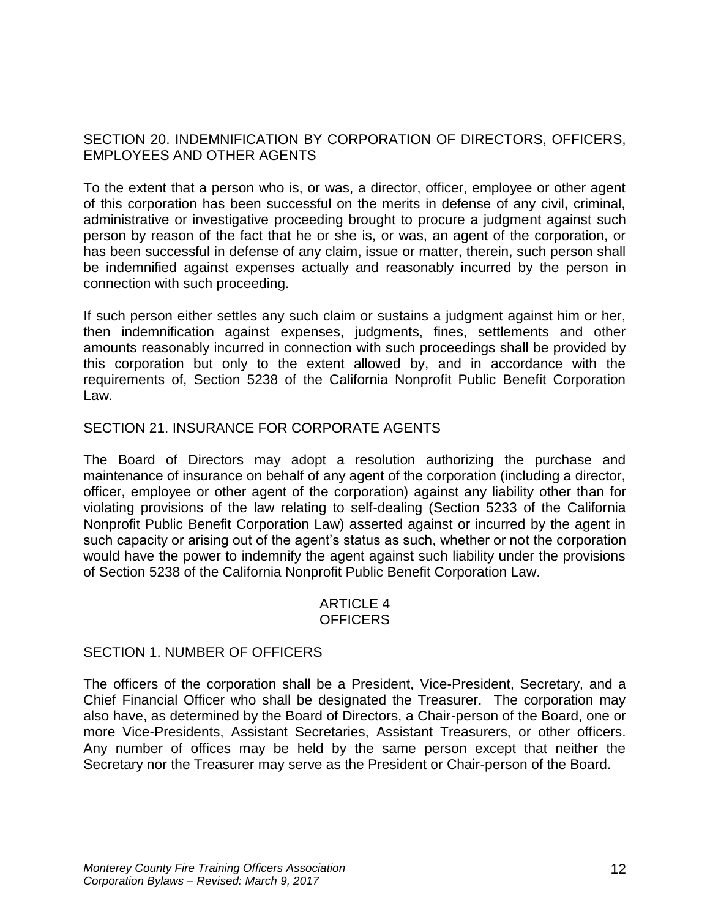## SECTION 20. INDEMNIFICATION BY CORPORATION OF DIRECTORS, OFFICERS, EMPLOYEES AND OTHER AGENTS

To the extent that a person who is, or was, a director, officer, employee or other agent of this corporation has been successful on the merits in defense of any civil, criminal, administrative or investigative proceeding brought to procure a judgment against such person by reason of the fact that he or she is, or was, an agent of the corporation, or has been successful in defense of any claim, issue or matter, therein, such person shall be indemnified against expenses actually and reasonably incurred by the person in connection with such proceeding.

If such person either settles any such claim or sustains a judgment against him or her, then indemnification against expenses, judgments, fines, settlements and other amounts reasonably incurred in connection with such proceedings shall be provided by this corporation but only to the extent allowed by, and in accordance with the requirements of, Section 5238 of the California Nonprofit Public Benefit Corporation Law.

## SECTION 21. INSURANCE FOR CORPORATE AGENTS

The Board of Directors may adopt a resolution authorizing the purchase and maintenance of insurance on behalf of any agent of the corporation (including a director, officer, employee or other agent of the corporation) against any liability other than for violating provisions of the law relating to self-dealing (Section 5233 of the California Nonprofit Public Benefit Corporation Law) asserted against or incurred by the agent in such capacity or arising out of the agent's status as such, whether or not the corporation would have the power to indemnify the agent against such liability under the provisions of Section 5238 of the California Nonprofit Public Benefit Corporation Law.

# ARTICLE 4
# OFFICERS

## SECTION 1. NUMBER OF OFFICERS

The officers of the corporation shall be a President, Vice-President, Secretary, and a Chief Financial Officer who shall be designated the Treasurer. The corporation may also have, as determined by the Board of Directors, a Chair-person of the Board, one or more Vice-Presidents, Assistant Secretaries, Assistant Treasurers, or other officers. Any number of offices may be held by the same person except that neither the Secretary nor the Treasurer may serve as the President or Chair-person of the Board.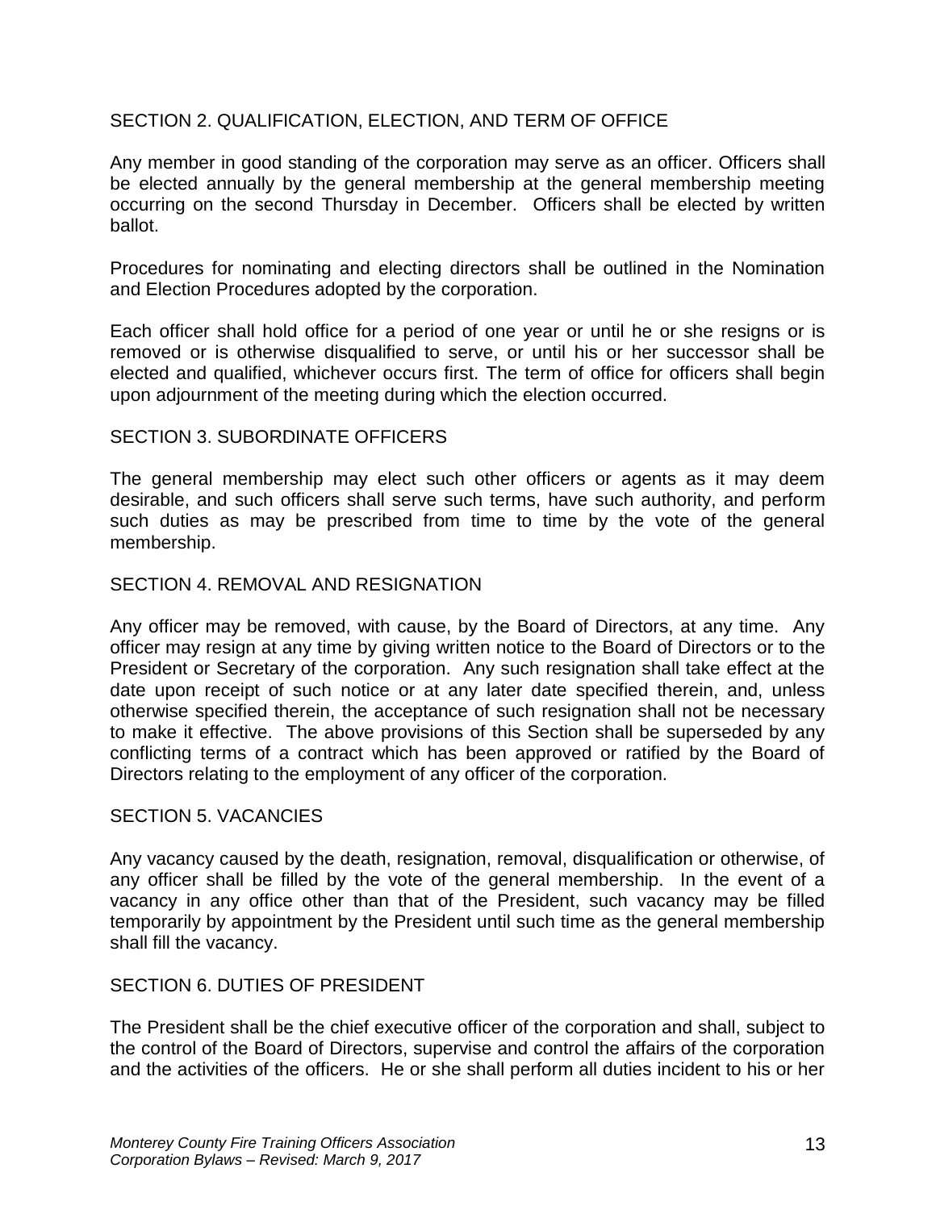## SECTION 2. QUALIFICATION, ELECTION, AND TERM OF OFFICE

Any member in good standing of the corporation may serve as an officer. Officers shall be elected annually by the general membership at the general membership meeting occurring on the second Thursday in December. Officers shall be elected by written ballot.

Procedures for nominating and electing directors shall be outlined in the Nomination and Election Procedures adopted by the corporation.

Each officer shall hold office for a period of one year or until he or she resigns or is removed or is otherwise disqualified to serve, or until his or her successor shall be elected and qualified, whichever occurs first. The term of office for officers shall begin upon adjournment of the meeting during which the election occurred.

## SECTION 3. SUBORDINATE OFFICERS

The general membership may elect such other officers or agents as it may deem desirable, and such officers shall serve such terms, have such authority, and perform such duties as may be prescribed from time to time by the vote of the general membership.

## SECTION 4. REMOVAL AND RESIGNATION

Any officer may be removed, with cause, by the Board of Directors, at any time. Any officer may resign at any time by giving written notice to the Board of Directors or to the President or Secretary of the corporation. Any such resignation shall take effect at the date upon receipt of such notice or at any later date specified therein, and, unless otherwise specified therein, the acceptance of such resignation shall not be necessary to make it effective. The above provisions of this Section shall be superseded by any conflicting terms of a contract which has been approved or ratified by the Board of Directors relating to the employment of any officer of the corporation.

## SECTION 5. VACANCIES

Any vacancy caused by the death, resignation, removal, disqualification or otherwise, of any officer shall be filled by the vote of the general membership. In the event of a vacancy in any office other than that of the President, such vacancy may be filled temporarily by appointment by the President until such time as the general membership shall fill the vacancy.

## SECTION 6. DUTIES OF PRESIDENT

The President shall be the chief executive officer of the corporation and shall, subject to the control of the Board of Directors, supervise and control the affairs of the corporation and the activities of the officers. He or she shall perform all duties incident to his or her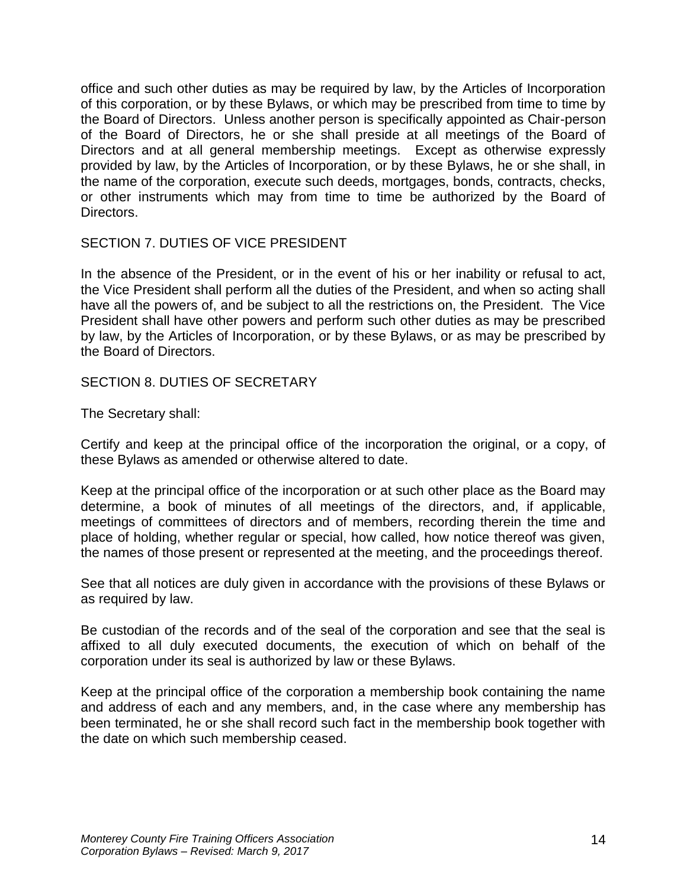office and such other duties as may be required by law, by the Articles of Incorporation of this corporation, or by these Bylaws, or which may be prescribed from time to time by the Board of Directors. Unless another person is specifically appointed as Chair-person of the Board of Directors, he or she shall preside at all meetings of the Board of Directors and at all general membership meetings. Except as otherwise expressly provided by law, by the Articles of Incorporation, or by these Bylaws, he or she shall, in the name of the corporation, execute such deeds, mortgages, bonds, contracts, checks, or other instruments which may from time to time be authorized by the Board of Directors.

## SECTION 7. DUTIES OF VICE PRESIDENT

In the absence of the President, or in the event of his or her inability or refusal to act, the Vice President shall perform all the duties of the President, and when so acting shall have all the powers of, and be subject to all the restrictions on, the President. The Vice President shall have other powers and perform such other duties as may be prescribed by law, by the Articles of Incorporation, or by these Bylaws, or as may be prescribed by the Board of Directors.

## SECTION 8. DUTIES OF SECRETARY

The Secretary shall:

Certify and keep at the principal office of the incorporation the original, or a copy, of these Bylaws as amended or otherwise altered to date.

Keep at the principal office of the incorporation or at such other place as the Board may determine, a book of minutes of all meetings of the directors, and, if applicable, meetings of committees of directors and of members, recording therein the time and place of holding, whether regular or special, how called, how notice thereof was given, the names of those present or represented at the meeting, and the proceedings thereof.

See that all notices are duly given in accordance with the provisions of these Bylaws or as required by law.

Be custodian of the records and of the seal of the corporation and see that the seal is affixed to all duly executed documents, the execution of which on behalf of the corporation under its seal is authorized by law or these Bylaws.

Keep at the principal office of the corporation a membership book containing the name and address of each and any members, and, in the case where any membership has been terminated, he or she shall record such fact in the membership book together with the date on which such membership ceased.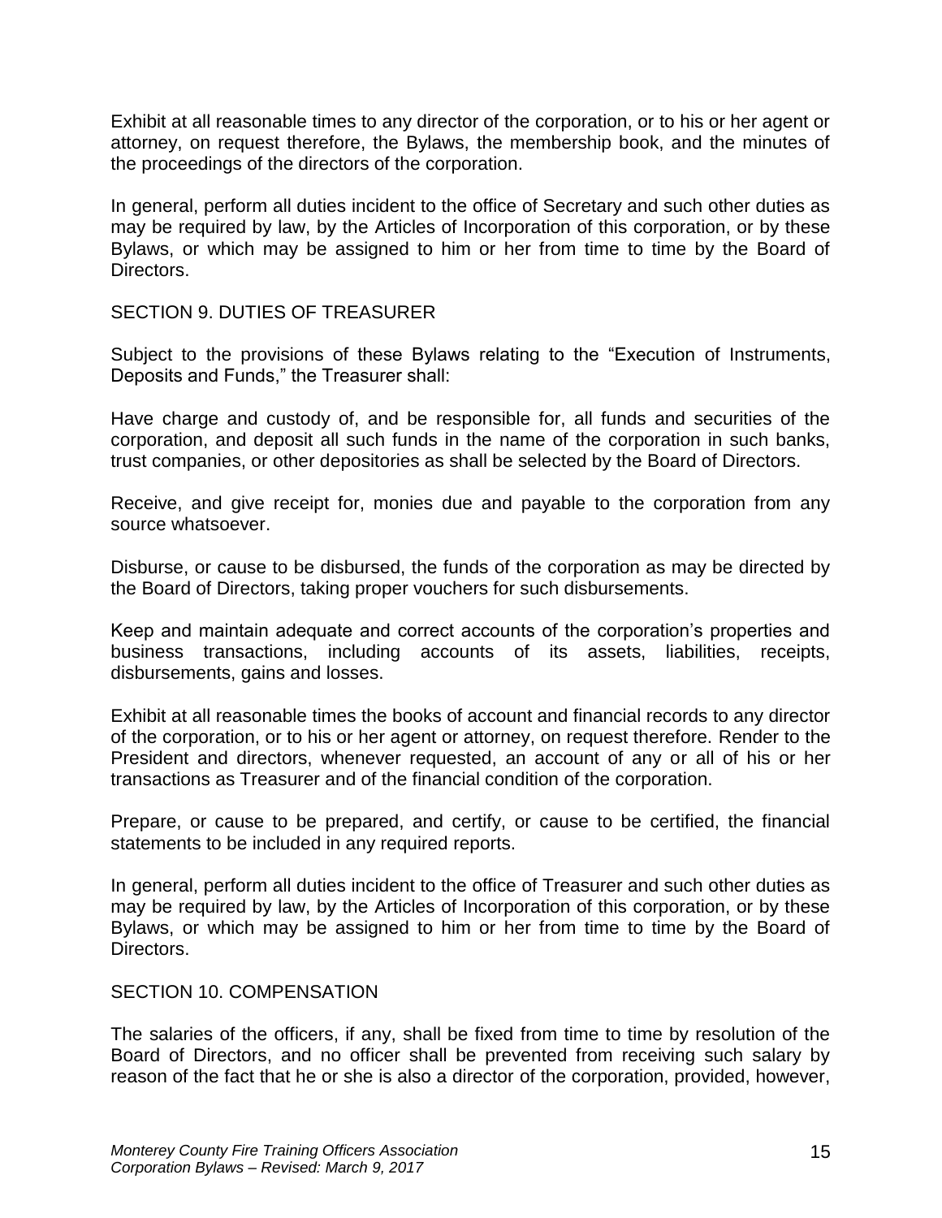Exhibit at all reasonable times to any director of the corporation, or to his or her agent or attorney, on request therefore, the Bylaws, the membership book, and the minutes of the proceedings of the directors of the corporation.

In general, perform all duties incident to the office of Secretary and such other duties as may be required by law, by the Articles of Incorporation of this corporation, or by these Bylaws, or which may be assigned to him or her from time to time by the Board of Directors.

## SECTION 9. DUTIES OF TREASURER

Subject to the provisions of these Bylaws relating to the "Execution of Instruments, Deposits and Funds," the Treasurer shall:

Have charge and custody of, and be responsible for, all funds and securities of the corporation, and deposit all such funds in the name of the corporation in such banks, trust companies, or other depositories as shall be selected by the Board of Directors.

Receive, and give receipt for, monies due and payable to the corporation from any source whatsoever.

Disburse, or cause to be disbursed, the funds of the corporation as may be directed by the Board of Directors, taking proper vouchers for such disbursements.

Keep and maintain adequate and correct accounts of the corporation's properties and business transactions, including accounts of its assets, liabilities, receipts, disbursements, gains and losses.

Exhibit at all reasonable times the books of account and financial records to any director of the corporation, or to his or her agent or attorney, on request therefore. Render to the President and directors, whenever requested, an account of any or all of his or her transactions as Treasurer and of the financial condition of the corporation.

Prepare, or cause to be prepared, and certify, or cause to be certified, the financial statements to be included in any required reports.

In general, perform all duties incident to the office of Treasurer and such other duties as may be required by law, by the Articles of Incorporation of this corporation, or by these Bylaws, or which may be assigned to him or her from time to time by the Board of Directors.

## SECTION 10. COMPENSATION

The salaries of the officers, if any, shall be fixed from time to time by resolution of the Board of Directors, and no officer shall be prevented from receiving such salary by reason of the fact that he or she is also a director of the corporation, provided, however,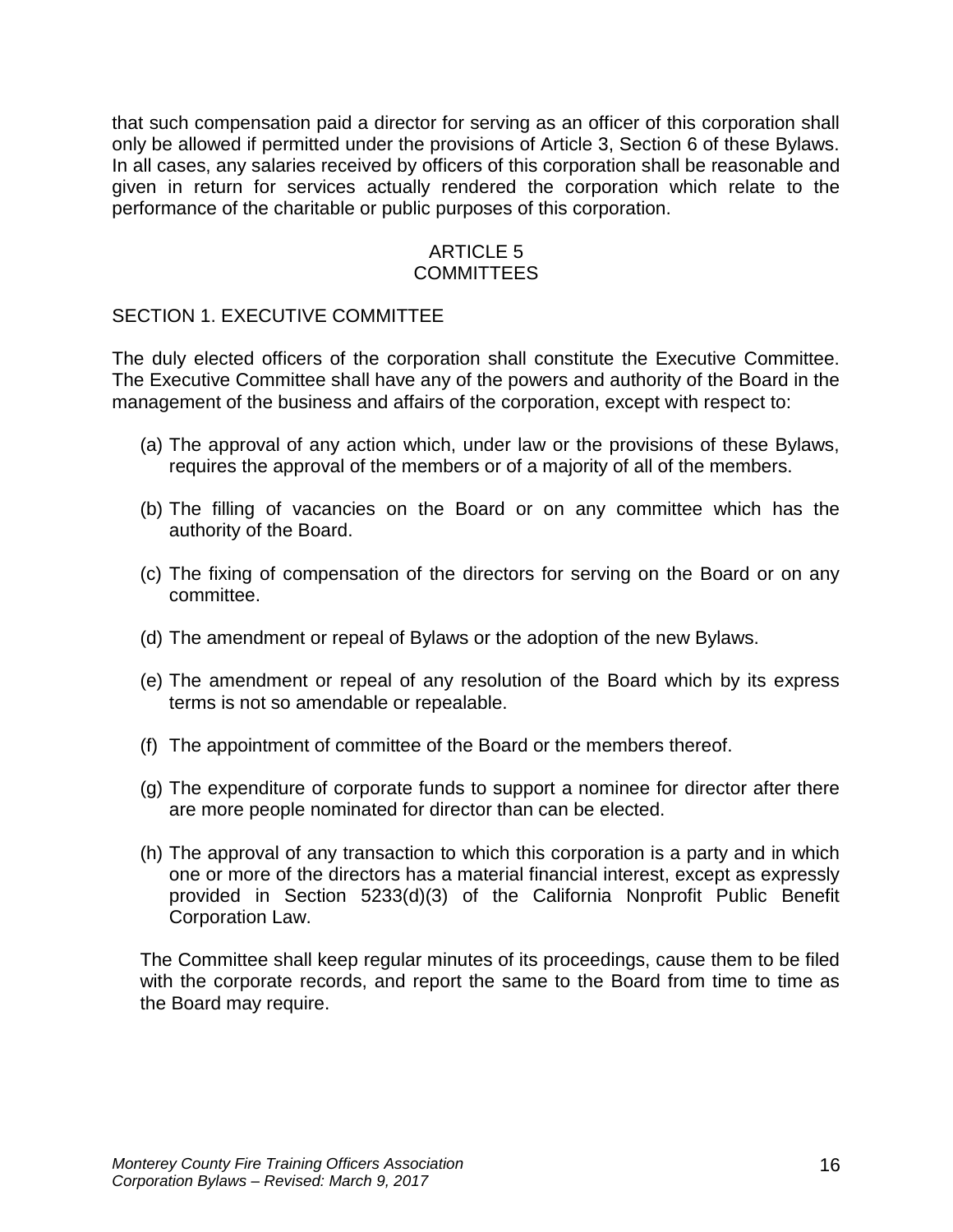that such compensation paid a director for serving as an officer of this corporation shall only be allowed if permitted under the provisions of Article 3, Section 6 of these Bylaws. In all cases, any salaries received by officers of this corporation shall be reasonable and given in return for services actually rendered the corporation which relate to the performance of the charitable or public purposes of this corporation.

## ARTICLE 5
## COMMITTEES

### SECTION 1. EXECUTIVE COMMITTEE

The duly elected officers of the corporation shall constitute the Executive Committee. The Executive Committee shall have any of the powers and authority of the Board in the management of the business and affairs of the corporation, except with respect to:

(a) The approval of any action which, under law or the provisions of these Bylaws, requires the approval of the members or of a majority of all of the members.

(b) The filling of vacancies on the Board or on any committee which has the authority of the Board.

(c) The fixing of compensation of the directors for serving on the Board or on any committee.

(d) The amendment or repeal of Bylaws or the adoption of the new Bylaws.

(e) The amendment or repeal of any resolution of the Board which by its express terms is not so amendable or repealable.

(f) The appointment of committee of the Board or the members thereof.

(g) The expenditure of corporate funds to support a nominee for director after there are more people nominated for director than can be elected.

(h) The approval of any transaction to which this corporation is a party and in which one or more of the directors has a material financial interest, except as expressly provided in Section 5233(d)(3) of the California Nonprofit Public Benefit Corporation Law.

The Committee shall keep regular minutes of its proceedings, cause them to be filed with the corporate records, and report the same to the Board from time to time as the Board may require.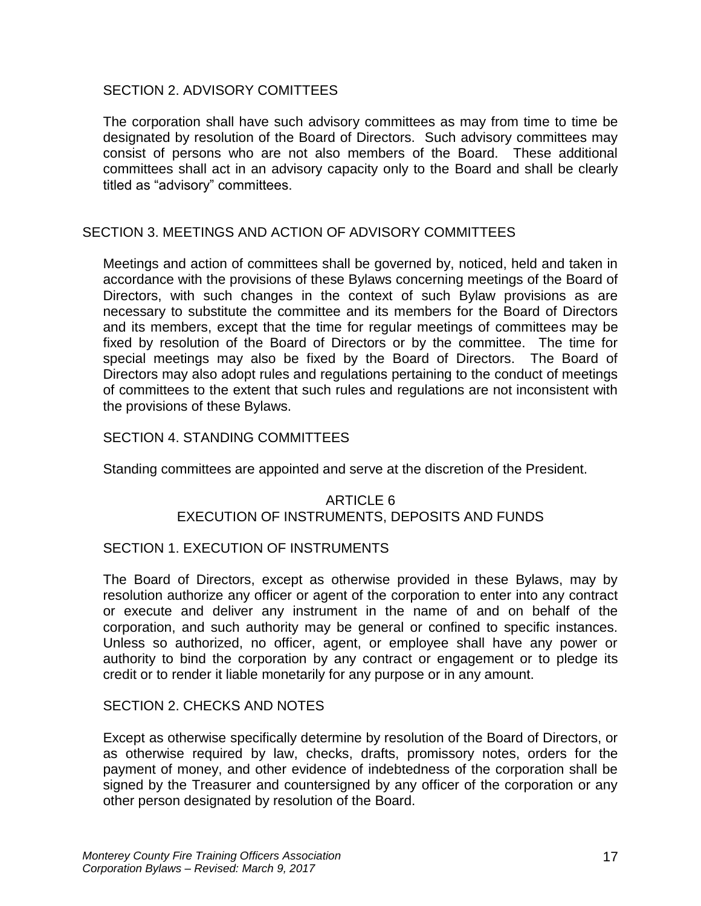### SECTION 2. ADVISORY COMITTEES

The corporation shall have such advisory committees as may from time to time be designated by resolution of the Board of Directors. Such advisory committees may consist of persons who are not also members of the Board. These additional committees shall act in an advisory capacity only to the Board and shall be clearly titled as "advisory" committees.

### SECTION 3. MEETINGS AND ACTION OF ADVISORY COMMITTEES

Meetings and action of committees shall be governed by, noticed, held and taken in accordance with the provisions of these Bylaws concerning meetings of the Board of Directors, with such changes in the context of such Bylaw provisions as are necessary to substitute the committee and its members for the Board of Directors and its members, except that the time for regular meetings of committees may be fixed by resolution of the Board of Directors or by the committee. The time for special meetings may also be fixed by the Board of Directors. The Board of Directors may also adopt rules and regulations pertaining to the conduct of meetings of committees to the extent that such rules and regulations are not inconsistent with the provisions of these Bylaws.

### SECTION 4. STANDING COMMITTEES

Standing committees are appointed and serve at the discretion of the President.

## ARTICLE 6
## EXECUTION OF INSTRUMENTS, DEPOSITS AND FUNDS

### SECTION 1. EXECUTION OF INSTRUMENTS

The Board of Directors, except as otherwise provided in these Bylaws, may by resolution authorize any officer or agent of the corporation to enter into any contract or execute and deliver any instrument in the name of and on behalf of the corporation, and such authority may be general or confined to specific instances. Unless so authorized, no officer, agent, or employee shall have any power or authority to bind the corporation by any contract or engagement or to pledge its credit or to render it liable monetarily for any purpose or in any amount.

### SECTION 2. CHECKS AND NOTES

Except as otherwise specifically determine by resolution of the Board of Directors, or as otherwise required by law, checks, drafts, promissory notes, orders for the payment of money, and other evidence of indebtedness of the corporation shall be signed by the Treasurer and countersigned by any officer of the corporation or any other person designated by resolution of the Board.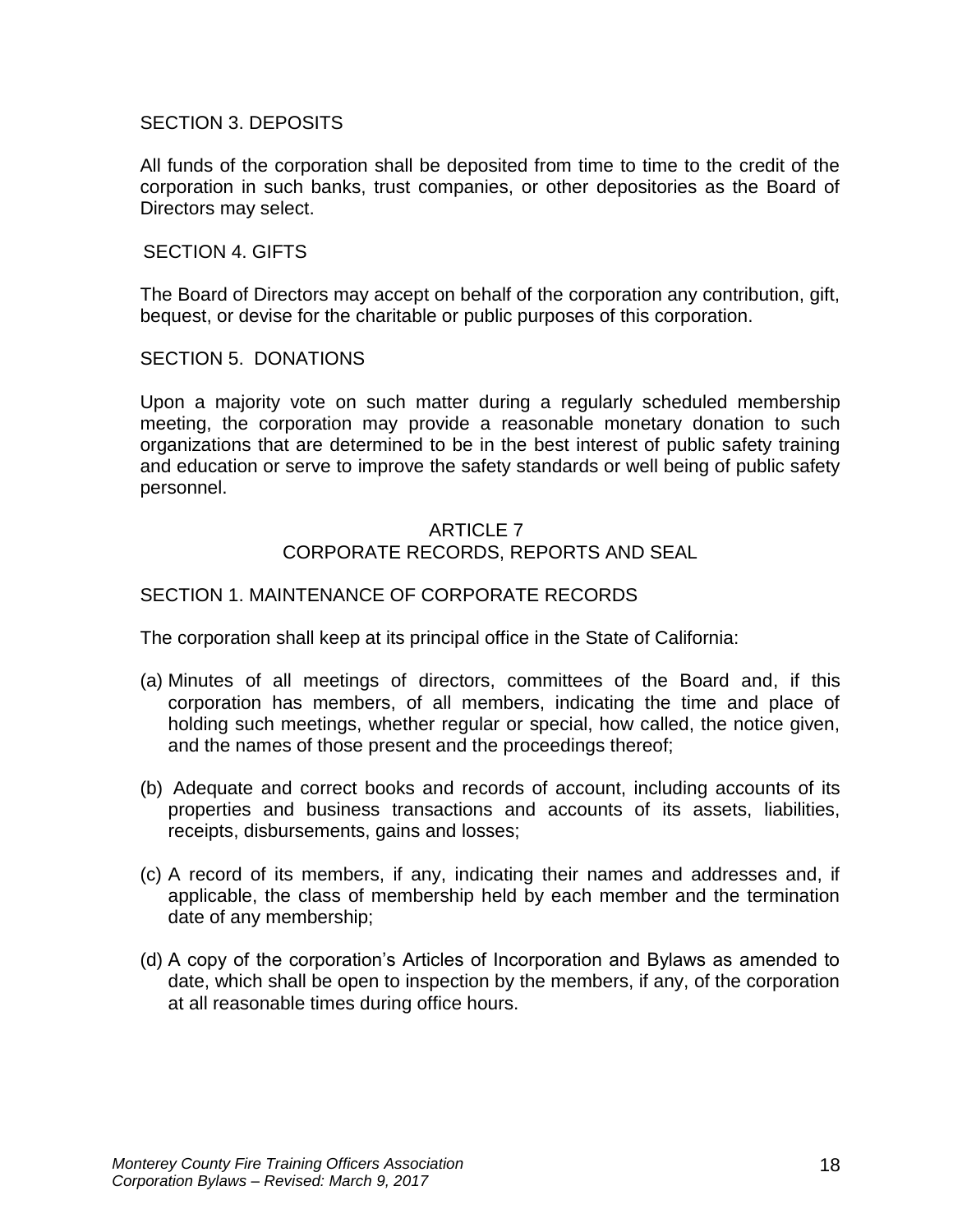SECTION 3. DEPOSITS

All funds of the corporation shall be deposited from time to time to the credit of the corporation in such banks, trust companies, or other depositories as the Board of Directors may select.

SECTION 4. GIFTS

The Board of Directors may accept on behalf of the corporation any contribution, gift, bequest, or devise for the charitable or public purposes of this corporation.

SECTION 5. DONATIONS

Upon a majority vote on such matter during a regularly scheduled membership meeting, the corporation may provide a reasonable monetary donation to such organizations that are determined to be in the best interest of public safety training and education or serve to improve the safety standards or well being of public safety personnel.

## ARTICLE 7
## CORPORATE RECORDS, REPORTS AND SEAL

SECTION 1. MAINTENANCE OF CORPORATE RECORDS

The corporation shall keep at its principal office in the State of California:

(a) Minutes of all meetings of directors, committees of the Board and, if this corporation has members, of all members, indicating the time and place of holding such meetings, whether regular or special, how called, the notice given, and the names of those present and the proceedings thereof;

(b) Adequate and correct books and records of account, including accounts of its properties and business transactions and accounts of its assets, liabilities, receipts, disbursements, gains and losses;

(c) A record of its members, if any, indicating their names and addresses and, if applicable, the class of membership held by each member and the termination date of any membership;

(d) A copy of the corporation's Articles of Incorporation and Bylaws as amended to date, which shall be open to inspection by the members, if any, of the corporation at all reasonable times during office hours.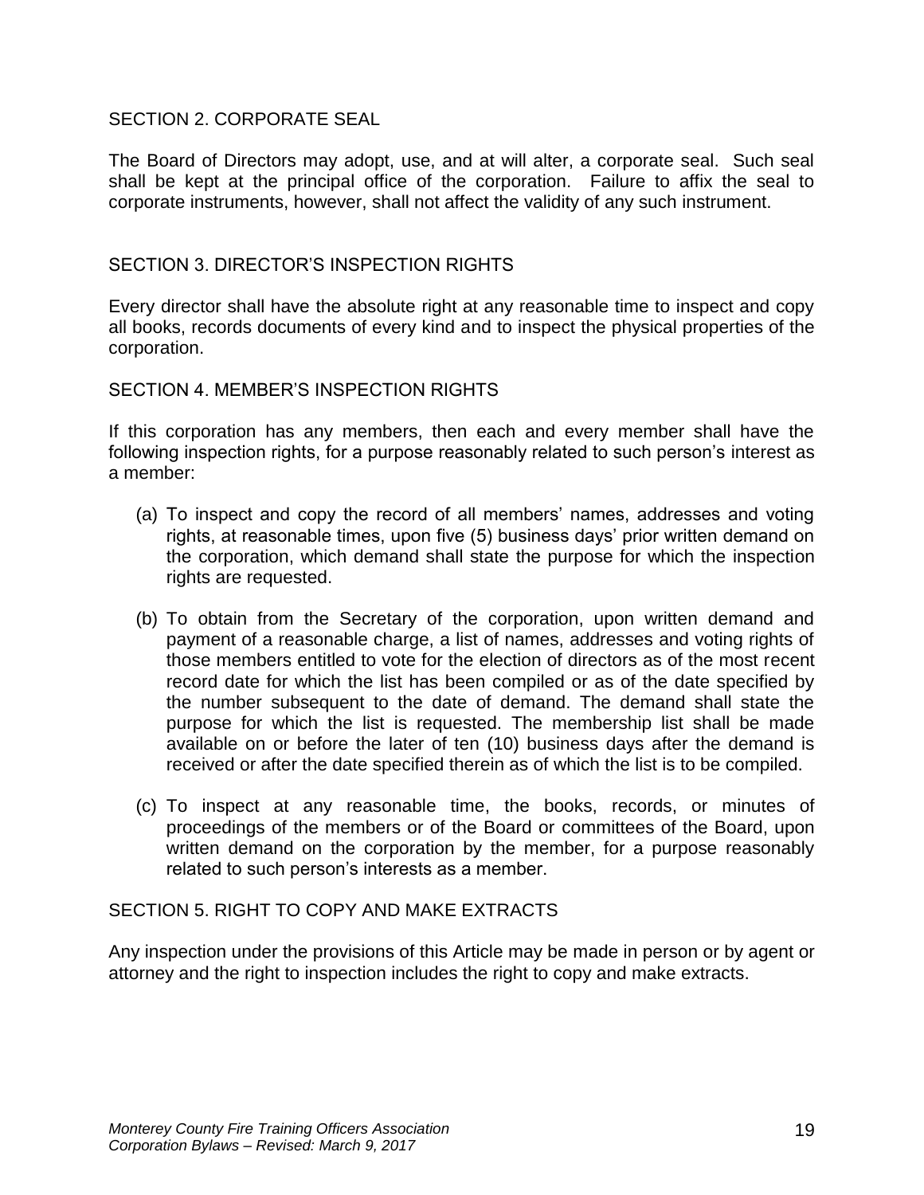## SECTION 2. CORPORATE SEAL

The Board of Directors may adopt, use, and at will alter, a corporate seal. Such seal shall be kept at the principal office of the corporation. Failure to affix the seal to corporate instruments, however, shall not affect the validity of any such instrument.

## SECTION 3. DIRECTOR'S INSPECTION RIGHTS

Every director shall have the absolute right at any reasonable time to inspect and copy all books, records documents of every kind and to inspect the physical properties of the corporation.

## SECTION 4. MEMBER'S INSPECTION RIGHTS

If this corporation has any members, then each and every member shall have the following inspection rights, for a purpose reasonably related to such person's interest as a member:

(a) To inspect and copy the record of all members' names, addresses and voting rights, at reasonable times, upon five (5) business days' prior written demand on the corporation, which demand shall state the purpose for which the inspection rights are requested.

(b) To obtain from the Secretary of the corporation, upon written demand and payment of a reasonable charge, a list of names, addresses and voting rights of those members entitled to vote for the election of directors as of the most recent record date for which the list has been compiled or as of the date specified by the number subsequent to the date of demand. The demand shall state the purpose for which the list is requested. The membership list shall be made available on or before the later of ten (10) business days after the demand is received or after the date specified therein as of which the list is to be compiled.

(c) To inspect at any reasonable time, the books, records, or minutes of proceedings of the members or of the Board or committees of the Board, upon written demand on the corporation by the member, for a purpose reasonably related to such person's interests as a member.

## SECTION 5. RIGHT TO COPY AND MAKE EXTRACTS

Any inspection under the provisions of this Article may be made in person or by agent or attorney and the right to inspection includes the right to copy and make extracts.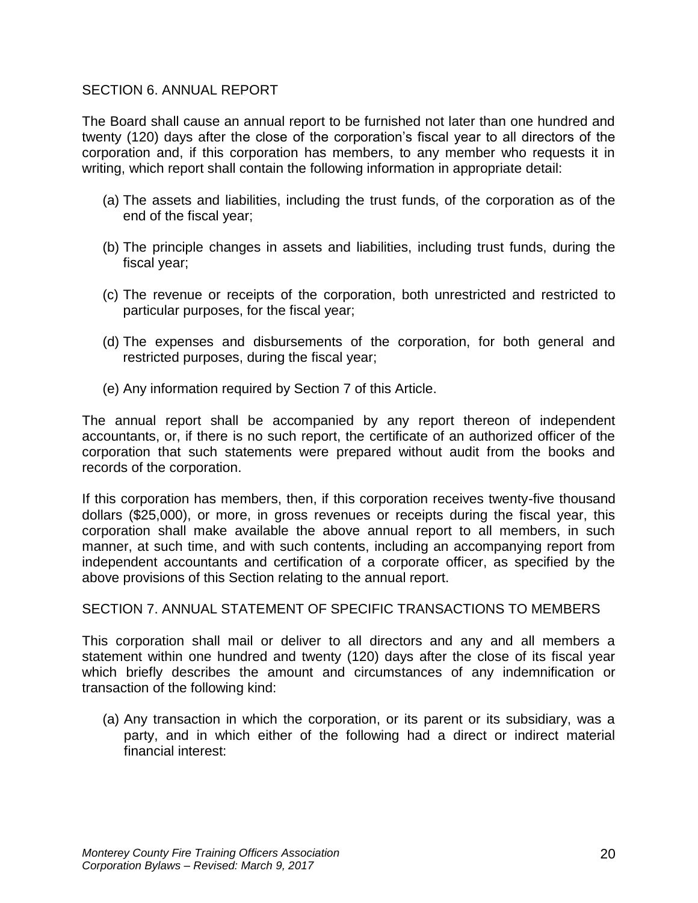## SECTION 6. ANNUAL REPORT

The Board shall cause an annual report to be furnished not later than one hundred and twenty (120) days after the close of the corporation's fiscal year to all directors of the corporation and, if this corporation has members, to any member who requests it in writing, which report shall contain the following information in appropriate detail:

(a) The assets and liabilities, including the trust funds, of the corporation as of the end of the fiscal year;

(b) The principle changes in assets and liabilities, including trust funds, during the fiscal year;

(c) The revenue or receipts of the corporation, both unrestricted and restricted to particular purposes, for the fiscal year;

(d) The expenses and disbursements of the corporation, for both general and restricted purposes, during the fiscal year;

(e) Any information required by Section 7 of this Article.

The annual report shall be accompanied by any report thereon of independent accountants, or, if there is no such report, the certificate of an authorized officer of the corporation that such statements were prepared without audit from the books and records of the corporation.

If this corporation has members, then, if this corporation receives twenty-five thousand dollars ($25,000), or more, in gross revenues or receipts during the fiscal year, this corporation shall make available the above annual report to all members, in such manner, at such time, and with such contents, including an accompanying report from independent accountants and certification of a corporate officer, as specified by the above provisions of this Section relating to the annual report.

## SECTION 7. ANNUAL STATEMENT OF SPECIFIC TRANSACTIONS TO MEMBERS

This corporation shall mail or deliver to all directors and any and all members a statement within one hundred and twenty (120) days after the close of its fiscal year which briefly describes the amount and circumstances of any indemnification or transaction of the following kind:

(a) Any transaction in which the corporation, or its parent or its subsidiary, was a party, and in which either of the following had a direct or indirect material financial interest: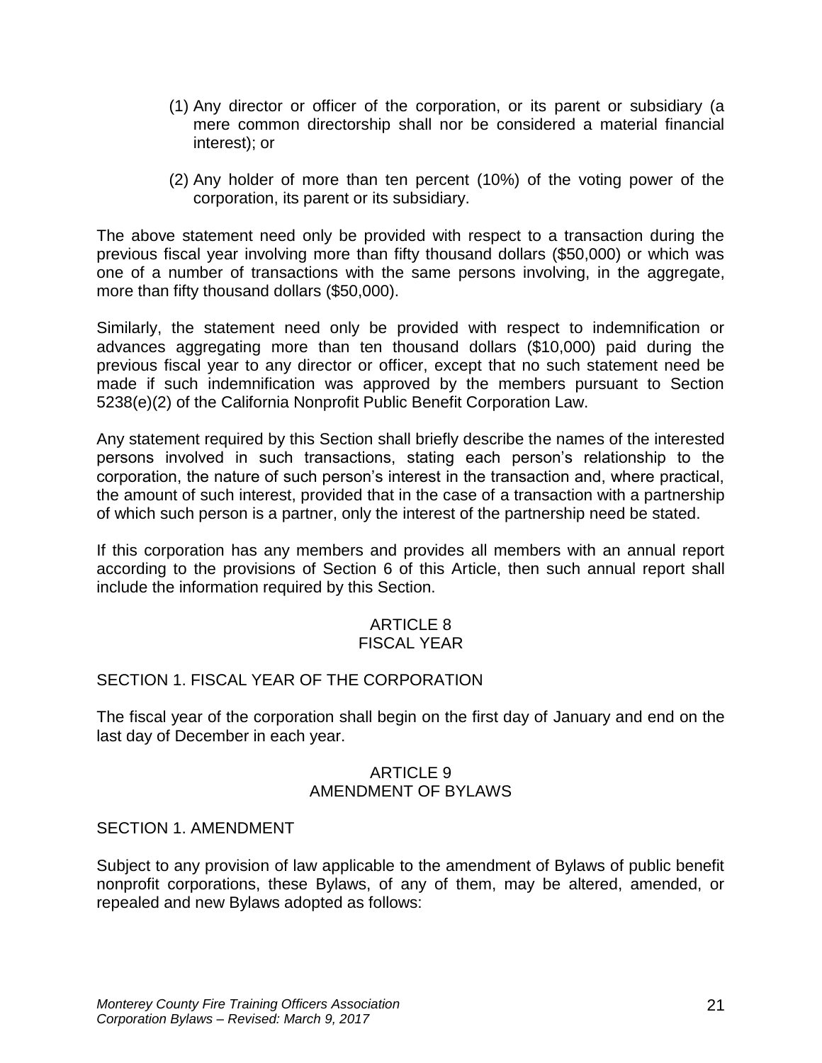(1) Any director or officer of the corporation, or its parent or subsidiary (a mere common directorship shall nor be considered a material financial interest); or

(2) Any holder of more than ten percent (10%) of the voting power of the corporation, its parent or its subsidiary.

The above statement need only be provided with respect to a transaction during the previous fiscal year involving more than fifty thousand dollars ($50,000) or which was one of a number of transactions with the same persons involving, in the aggregate, more than fifty thousand dollars ($50,000).

Similarly, the statement need only be provided with respect to indemnification or advances aggregating more than ten thousand dollars ($10,000) paid during the previous fiscal year to any director or officer, except that no such statement need be made if such indemnification was approved by the members pursuant to Section 5238(e)(2) of the California Nonprofit Public Benefit Corporation Law.

Any statement required by this Section shall briefly describe the names of the interested persons involved in such transactions, stating each person's relationship to the corporation, the nature of such person's interest in the transaction and, where practical, the amount of such interest, provided that in the case of a transaction with a partnership of which such person is a partner, only the interest of the partnership need be stated.

If this corporation has any members and provides all members with an annual report according to the provisions of Section 6 of this Article, then such annual report shall include the information required by this Section.

## ARTICLE 8
## FISCAL YEAR

### SECTION 1. FISCAL YEAR OF THE CORPORATION

The fiscal year of the corporation shall begin on the first day of January and end on the last day of December in each year.

## ARTICLE 9
## AMENDMENT OF BYLAWS

### SECTION 1. AMENDMENT

Subject to any provision of law applicable to the amendment of Bylaws of public benefit nonprofit corporations, these Bylaws, of any of them, may be altered, amended, or repealed and new Bylaws adopted as follows: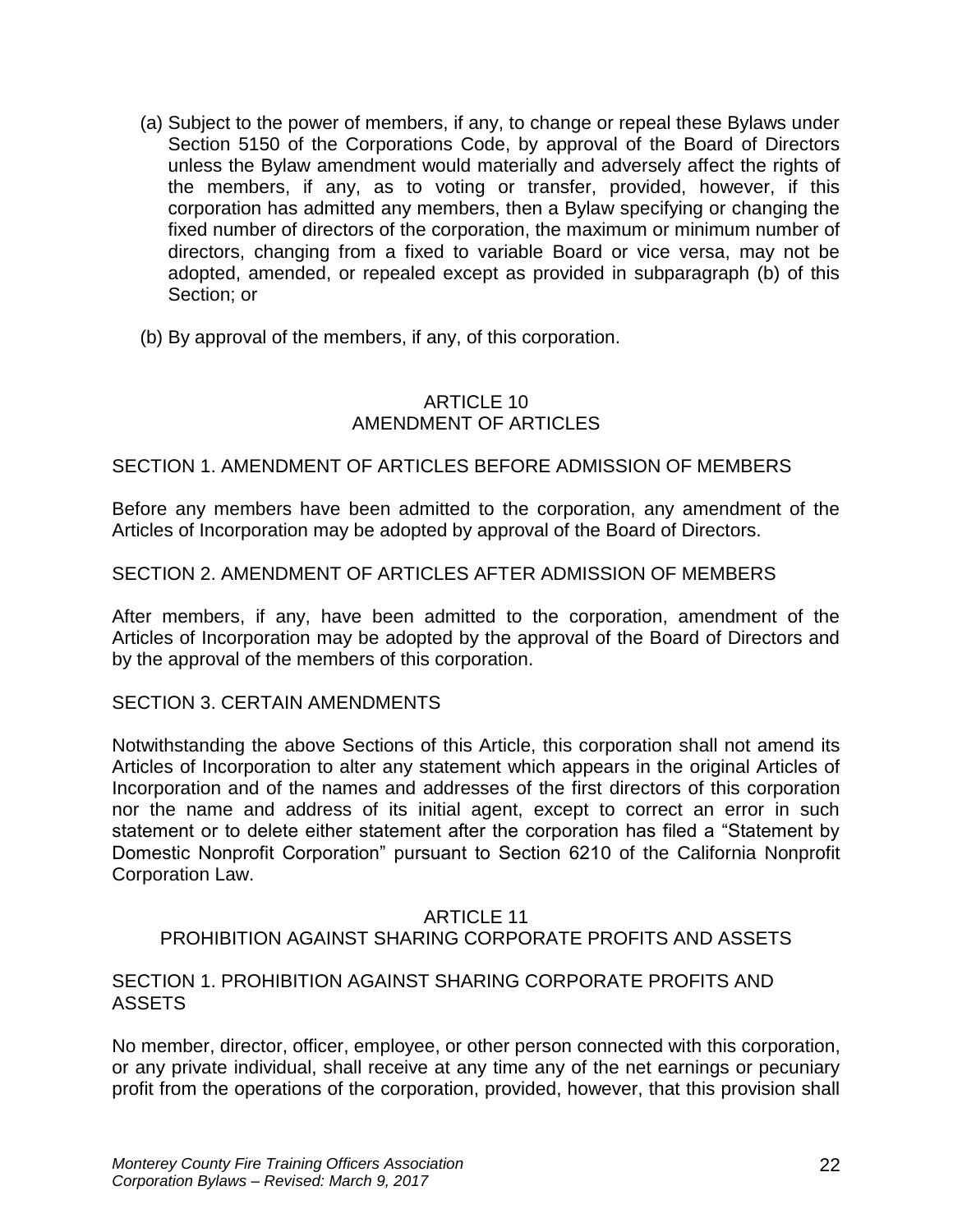(a) Subject to the power of members, if any, to change or repeal these Bylaws under Section 5150 of the Corporations Code, by approval of the Board of Directors unless the Bylaw amendment would materially and adversely affect the rights of the members, if any, as to voting or transfer, provided, however, if this corporation has admitted any members, then a Bylaw specifying or changing the fixed number of directors of the corporation, the maximum or minimum number of directors, changing from a fixed to variable Board or vice versa, may not be adopted, amended, or repealed except as provided in subparagraph (b) of this Section; or

(b) By approval of the members, if any, of this corporation.

## ARTICLE 10
## AMENDMENT OF ARTICLES

### SECTION 1. AMENDMENT OF ARTICLES BEFORE ADMISSION OF MEMBERS

Before any members have been admitted to the corporation, any amendment of the Articles of Incorporation may be adopted by approval of the Board of Directors.

### SECTION 2. AMENDMENT OF ARTICLES AFTER ADMISSION OF MEMBERS

After members, if any, have been admitted to the corporation, amendment of the Articles of Incorporation may be adopted by the approval of the Board of Directors and by the approval of the members of this corporation.

### SECTION 3. CERTAIN AMENDMENTS

Notwithstanding the above Sections of this Article, this corporation shall not amend its Articles of Incorporation to alter any statement which appears in the original Articles of Incorporation and of the names and addresses of the first directors of this corporation nor the name and address of its initial agent, except to correct an error in such statement or to delete either statement after the corporation has filed a "Statement by Domestic Nonprofit Corporation" pursuant to Section 6210 of the California Nonprofit Corporation Law.

## ARTICLE 11
## PROHIBITION AGAINST SHARING CORPORATE PROFITS AND ASSETS

### SECTION 1. PROHIBITION AGAINST SHARING CORPORATE PROFITS AND ASSETS

No member, director, officer, employee, or other person connected with this corporation, or any private individual, shall receive at any time any of the net earnings or pecuniary profit from the operations of the corporation, provided, however, that this provision shall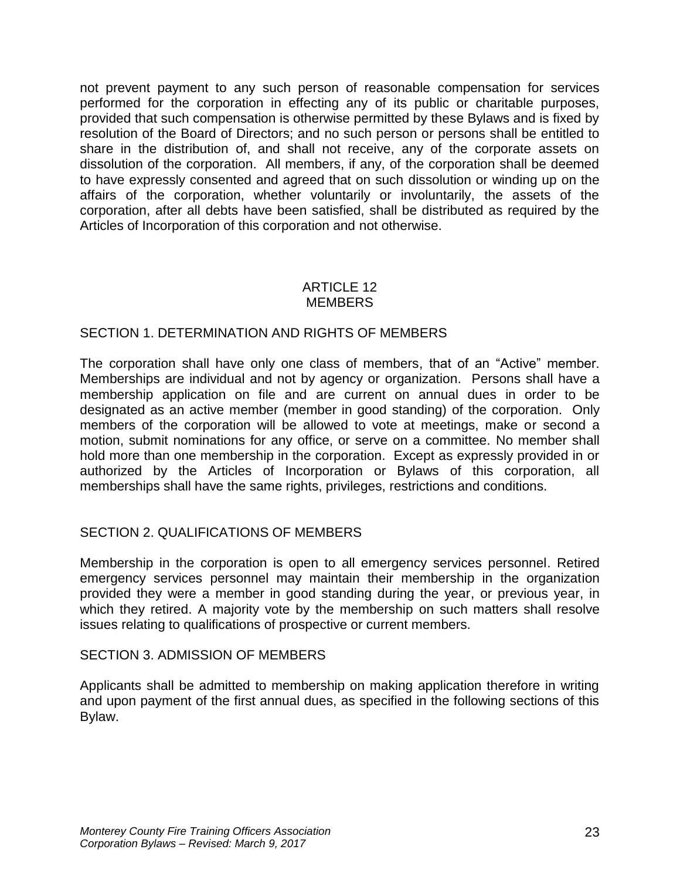not prevent payment to any such person of reasonable compensation for services performed for the corporation in effecting any of its public or charitable purposes, provided that such compensation is otherwise permitted by these Bylaws and is fixed by resolution of the Board of Directors; and no such person or persons shall be entitled to share in the distribution of, and shall not receive, any of the corporate assets on dissolution of the corporation. All members, if any, of the corporation shall be deemed to have expressly consented and agreed that on such dissolution or winding up on the affairs of the corporation, whether voluntarily or involuntarily, the assets of the corporation, after all debts have been satisfied, shall be distributed as required by the Articles of Incorporation of this corporation and not otherwise.

## ARTICLE 12
## MEMBERS

### SECTION 1. DETERMINATION AND RIGHTS OF MEMBERS

The corporation shall have only one class of members, that of an “Active” member. Memberships are individual and not by agency or organization. Persons shall have a membership application on file and are current on annual dues in order to be designated as an active member (member in good standing) of the corporation. Only members of the corporation will be allowed to vote at meetings, make or second a motion, submit nominations for any office, or serve on a committee. No member shall hold more than one membership in the corporation. Except as expressly provided in or authorized by the Articles of Incorporation or Bylaws of this corporation, all memberships shall have the same rights, privileges, restrictions and conditions.

### SECTION 2. QUALIFICATIONS OF MEMBERS

Membership in the corporation is open to all emergency services personnel. Retired emergency services personnel may maintain their membership in the organization provided they were a member in good standing during the year, or previous year, in which they retired. A majority vote by the membership on such matters shall resolve issues relating to qualifications of prospective or current members.

### SECTION 3. ADMISSION OF MEMBERS

Applicants shall be admitted to membership on making application therefore in writing and upon payment of the first annual dues, as specified in the following sections of this Bylaw.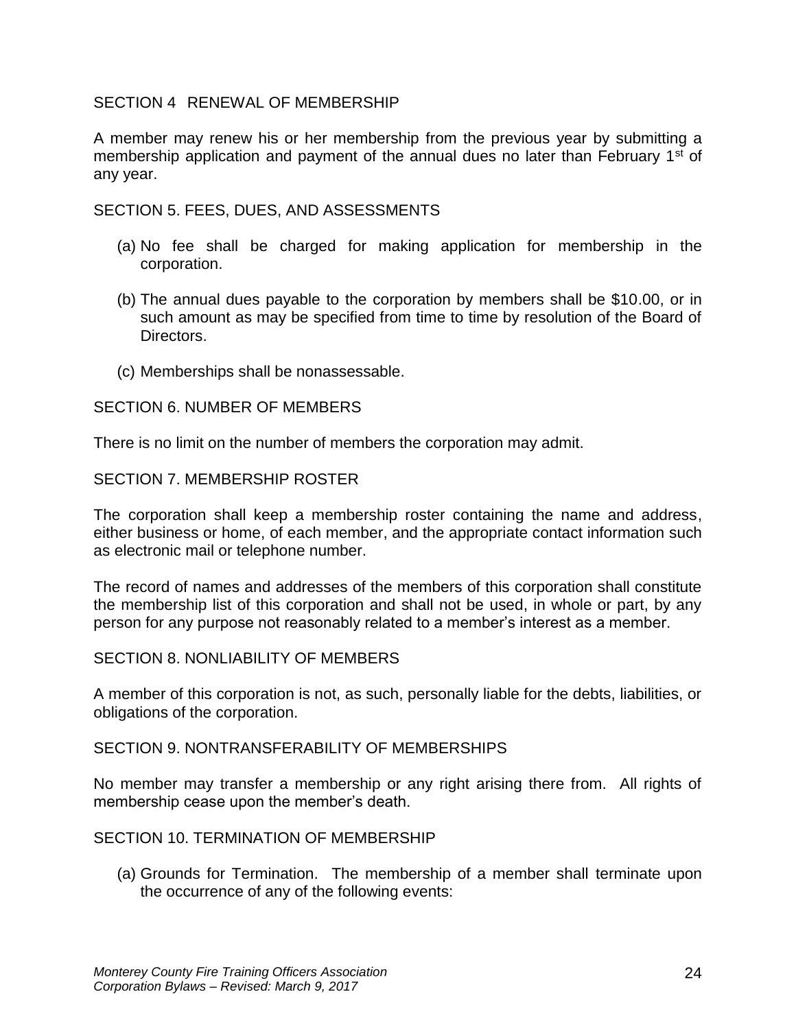### SECTION 4 RENEWAL OF MEMBERSHIP

A member may renew his or her membership from the previous year by submitting a membership application and payment of the annual dues no later than February 1st of any year.

### SECTION 5. FEES, DUES, AND ASSESSMENTS

(a) No fee shall be charged for making application for membership in the corporation.

(b) The annual dues payable to the corporation by members shall be $10.00, or in such amount as may be specified from time to time by resolution of the Board of Directors.

(c) Memberships shall be nonassessable.

### SECTION 6. NUMBER OF MEMBERS

There is no limit on the number of members the corporation may admit.

### SECTION 7. MEMBERSHIP ROSTER

The corporation shall keep a membership roster containing the name and address, either business or home, of each member, and the appropriate contact information such as electronic mail or telephone number.

The record of names and addresses of the members of this corporation shall constitute the membership list of this corporation and shall not be used, in whole or part, by any person for any purpose not reasonably related to a member's interest as a member.

### SECTION 8. NONLIABILITY OF MEMBERS

A member of this corporation is not, as such, personally liable for the debts, liabilities, or obligations of the corporation.

### SECTION 9. NONTRANSFERABILITY OF MEMBERSHIPS

No member may transfer a membership or any right arising there from. All rights of membership cease upon the member's death.

### SECTION 10. TERMINATION OF MEMBERSHIP

(a) Grounds for Termination. The membership of a member shall terminate upon the occurrence of any of the following events: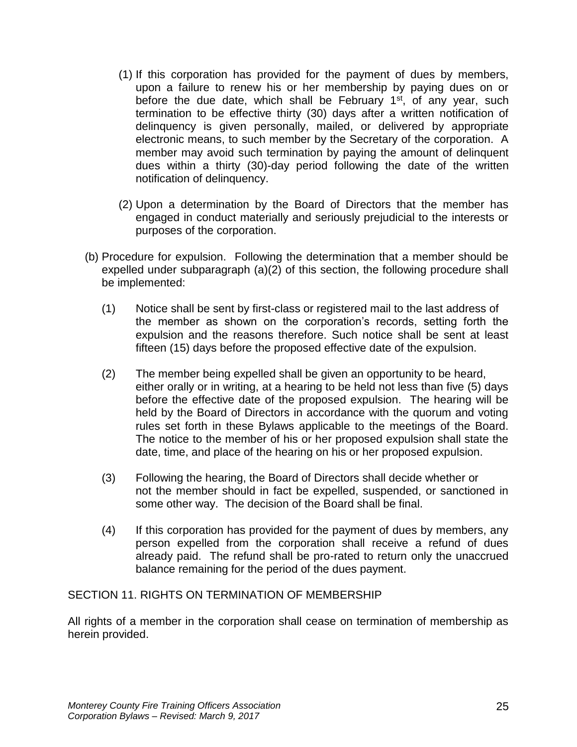(1) If this corporation has provided for the payment of dues by members, upon a failure to renew his or her membership by paying dues on or before the due date, which shall be February 1st, of any year, such termination to be effective thirty (30) days after a written notification of delinquency is given personally, mailed, or delivered by appropriate electronic means, to such member by the Secretary of the corporation. A member may avoid such termination by paying the amount of delinquent dues within a thirty (30)-day period following the date of the written notification of delinquency.

(2) Upon a determination by the Board of Directors that the member has engaged in conduct materially and seriously prejudicial to the interests or purposes of the corporation.

(b) Procedure for expulsion. Following the determination that a member should be expelled under subparagraph (a)(2) of this section, the following procedure shall be implemented:

(1) Notice shall be sent by first-class or registered mail to the last address of the member as shown on the corporation's records, setting forth the expulsion and the reasons therefore. Such notice shall be sent at least fifteen (15) days before the proposed effective date of the expulsion.

(2) The member being expelled shall be given an opportunity to be heard, either orally or in writing, at a hearing to be held not less than five (5) days before the effective date of the proposed expulsion. The hearing will be held by the Board of Directors in accordance with the quorum and voting rules set forth in these Bylaws applicable to the meetings of the Board. The notice to the member of his or her proposed expulsion shall state the date, time, and place of the hearing on his or her proposed expulsion.

(3) Following the hearing, the Board of Directors shall decide whether or not the member should in fact be expelled, suspended, or sanctioned in some other way. The decision of the Board shall be final.

(4) If this corporation has provided for the payment of dues by members, any person expelled from the corporation shall receive a refund of dues already paid. The refund shall be pro-rated to return only the unaccrued balance remaining for the period of the dues payment.

SECTION 11. RIGHTS ON TERMINATION OF MEMBERSHIP

All rights of a member in the corporation shall cease on termination of membership as herein provided.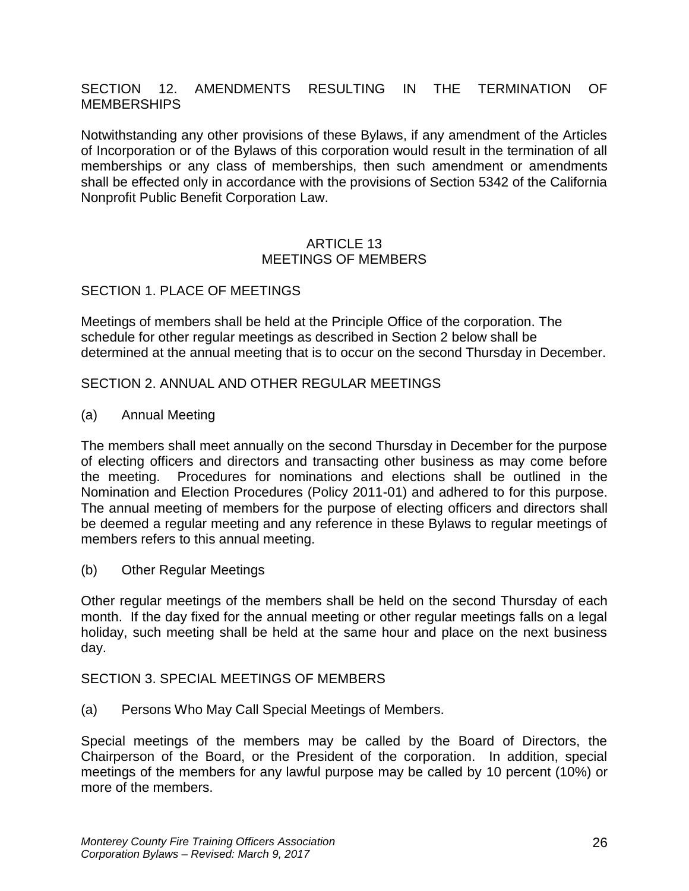## SECTION 12. AMENDMENTS RESULTING IN THE TERMINATION OF MEMBERSHIPS

Notwithstanding any other provisions of these Bylaws, if any amendment of the Articles of Incorporation or of the Bylaws of this corporation would result in the termination of all memberships or any class of memberships, then such amendment or amendments shall be effected only in accordance with the provisions of Section 5342 of the California Nonprofit Public Benefit Corporation Law.

# ARTICLE 13
# MEETINGS OF MEMBERS

## SECTION 1. PLACE OF MEETINGS

Meetings of members shall be held at the Principle Office of the corporation. The schedule for other regular meetings as described in Section 2 below shall be determined at the annual meeting that is to occur on the second Thursday in December.

## SECTION 2. ANNUAL AND OTHER REGULAR MEETINGS

(a) Annual Meeting

The members shall meet annually on the second Thursday in December for the purpose of electing officers and directors and transacting other business as may come before the meeting. Procedures for nominations and elections shall be outlined in the Nomination and Election Procedures (Policy 2011-01) and adhered to for this purpose. The annual meeting of members for the purpose of electing officers and directors shall be deemed a regular meeting and any reference in these Bylaws to regular meetings of members refers to this annual meeting.

(b) Other Regular Meetings

Other regular meetings of the members shall be held on the second Thursday of each month. If the day fixed for the annual meeting or other regular meetings falls on a legal holiday, such meeting shall be held at the same hour and place on the next business day.

## SECTION 3. SPECIAL MEETINGS OF MEMBERS

(a) Persons Who May Call Special Meetings of Members.

Special meetings of the members may be called by the Board of Directors, the Chairperson of the Board, or the President of the corporation. In addition, special meetings of the members for any lawful purpose may be called by 10 percent (10%) or more of the members.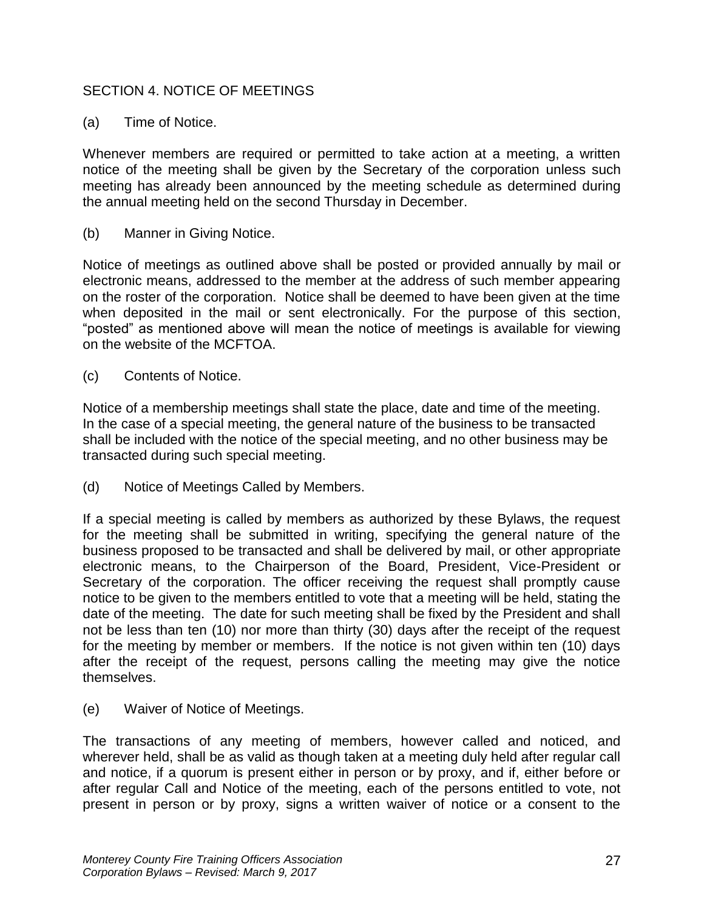## SECTION 4. NOTICE OF MEETINGS

(a) Time of Notice.

Whenever members are required or permitted to take action at a meeting, a written notice of the meeting shall be given by the Secretary of the corporation unless such meeting has already been announced by the meeting schedule as determined during the annual meeting held on the second Thursday in December.

(b) Manner in Giving Notice.

Notice of meetings as outlined above shall be posted or provided annually by mail or electronic means, addressed to the member at the address of such member appearing on the roster of the corporation. Notice shall be deemed to have been given at the time when deposited in the mail or sent electronically. For the purpose of this section, "posted" as mentioned above will mean the notice of meetings is available for viewing on the website of the MCFTOA.

(c) Contents of Notice.

Notice of a membership meetings shall state the place, date and time of the meeting. In the case of a special meeting, the general nature of the business to be transacted shall be included with the notice of the special meeting, and no other business may be transacted during such special meeting.

(d) Notice of Meetings Called by Members.

If a special meeting is called by members as authorized by these Bylaws, the request for the meeting shall be submitted in writing, specifying the general nature of the business proposed to be transacted and shall be delivered by mail, or other appropriate electronic means, to the Chairperson of the Board, President, Vice-President or Secretary of the corporation. The officer receiving the request shall promptly cause notice to be given to the members entitled to vote that a meeting will be held, stating the date of the meeting. The date for such meeting shall be fixed by the President and shall not be less than ten (10) nor more than thirty (30) days after the receipt of the request for the meeting by member or members. If the notice is not given within ten (10) days after the receipt of the request, persons calling the meeting may give the notice themselves.

(e) Waiver of Notice of Meetings.

The transactions of any meeting of members, however called and noticed, and wherever held, shall be as valid as though taken at a meeting duly held after regular call and notice, if a quorum is present either in person or by proxy, and if, either before or after regular Call and Notice of the meeting, each of the persons entitled to vote, not present in person or by proxy, signs a written waiver of notice or a consent to the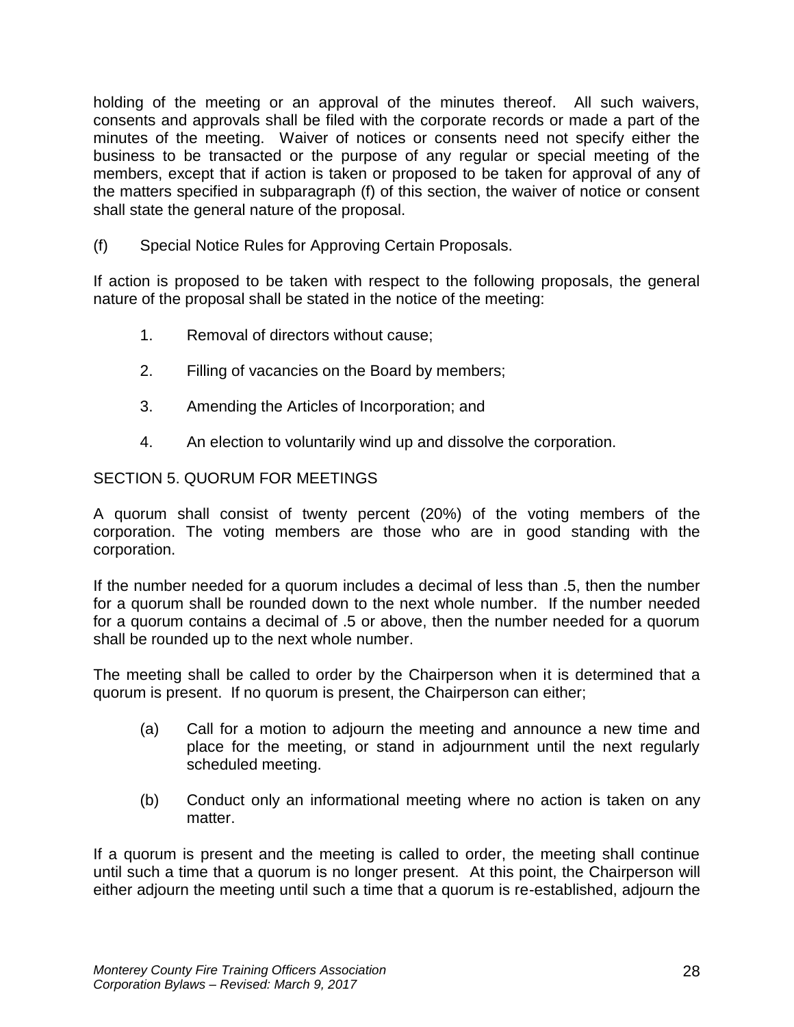holding of the meeting or an approval of the minutes thereof. All such waivers, consents and approvals shall be filed with the corporate records or made a part of the minutes of the meeting. Waiver of notices or consents need not specify either the business to be transacted or the purpose of any regular or special meeting of the members, except that if action is taken or proposed to be taken for approval of any of the matters specified in subparagraph (f) of this section, the waiver of notice or consent shall state the general nature of the proposal.

(f) Special Notice Rules for Approving Certain Proposals.

If action is proposed to be taken with respect to the following proposals, the general nature of the proposal shall be stated in the notice of the meeting:

1. Removal of directors without cause;
2. Filling of vacancies on the Board by members;
3. Amending the Articles of Incorporation; and
4. An election to voluntarily wind up and dissolve the corporation.

## SECTION 5. QUORUM FOR MEETINGS

A quorum shall consist of twenty percent (20%) of the voting members of the corporation. The voting members are those who are in good standing with the corporation.

If the number needed for a quorum includes a decimal of less than .5, then the number for a quorum shall be rounded down to the next whole number. If the number needed for a quorum contains a decimal of .5 or above, then the number needed for a quorum shall be rounded up to the next whole number.

The meeting shall be called to order by the Chairperson when it is determined that a quorum is present. If no quorum is present, the Chairperson can either;

(a) Call for a motion to adjourn the meeting and announce a new time and place for the meeting, or stand in adjournment until the next regularly scheduled meeting.

(b) Conduct only an informational meeting where no action is taken on any matter.

If a quorum is present and the meeting is called to order, the meeting shall continue until such a time that a quorum is no longer present. At this point, the Chairperson will either adjourn the meeting until such a time that a quorum is re-established, adjourn the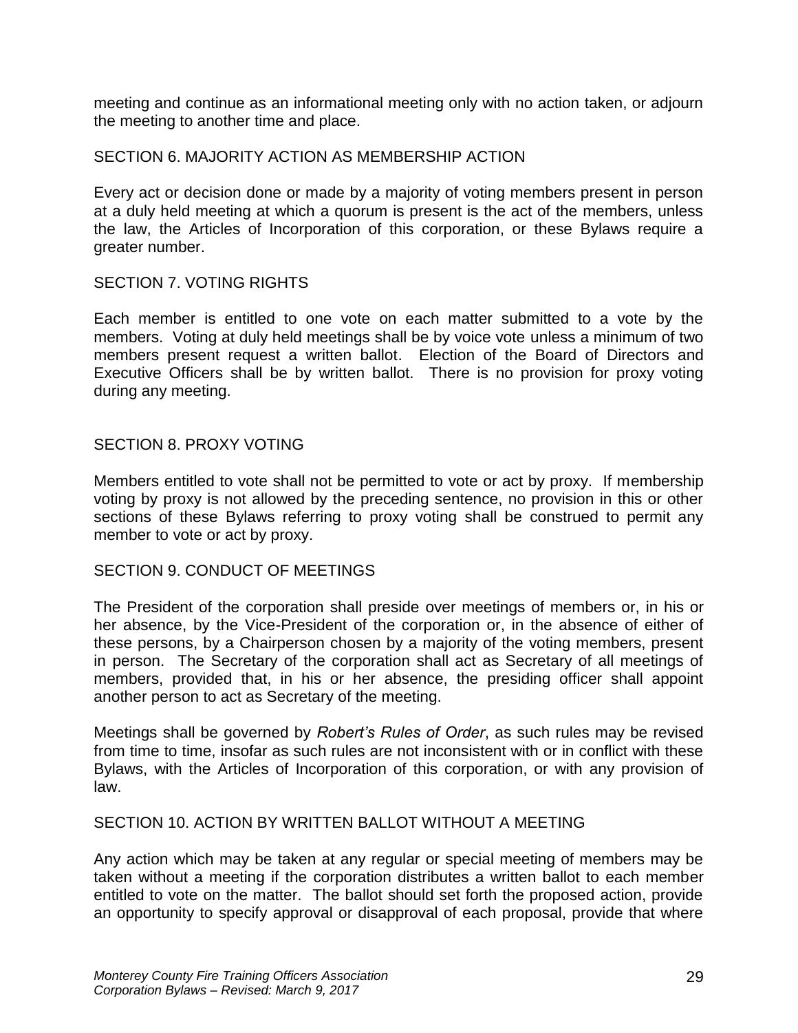meeting and continue as an informational meeting only with no action taken, or adjourn the meeting to another time and place.

## SECTION 6. MAJORITY ACTION AS MEMBERSHIP ACTION

Every act or decision done or made by a majority of voting members present in person at a duly held meeting at which a quorum is present is the act of the members, unless the law, the Articles of Incorporation of this corporation, or these Bylaws require a greater number.

## SECTION 7. VOTING RIGHTS

Each member is entitled to one vote on each matter submitted to a vote by the members. Voting at duly held meetings shall be by voice vote unless a minimum of two members present request a written ballot. Election of the Board of Directors and Executive Officers shall be by written ballot. There is no provision for proxy voting during any meeting.

## SECTION 8. PROXY VOTING

Members entitled to vote shall not be permitted to vote or act by proxy. If membership voting by proxy is not allowed by the preceding sentence, no provision in this or other sections of these Bylaws referring to proxy voting shall be construed to permit any member to vote or act by proxy.

## SECTION 9. CONDUCT OF MEETINGS

The President of the corporation shall preside over meetings of members or, in his or her absence, by the Vice-President of the corporation or, in the absence of either of these persons, by a Chairperson chosen by a majority of the voting members, present in person. The Secretary of the corporation shall act as Secretary of all meetings of members, provided that, in his or her absence, the presiding officer shall appoint another person to act as Secretary of the meeting.

Meetings shall be governed by *Robert's Rules of Order*, as such rules may be revised from time to time, insofar as such rules are not inconsistent with or in conflict with these Bylaws, with the Articles of Incorporation of this corporation, or with any provision of law.

## SECTION 10. ACTION BY WRITTEN BALLOT WITHOUT A MEETING

Any action which may be taken at any regular or special meeting of members may be taken without a meeting if the corporation distributes a written ballot to each member entitled to vote on the matter. The ballot should set forth the proposed action, provide an opportunity to specify approval or disapproval of each proposal, provide that where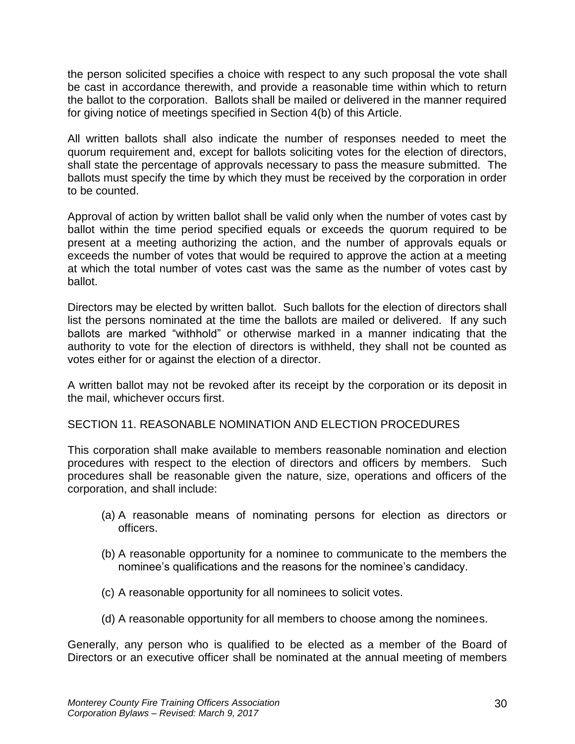the person solicited specifies a choice with respect to any such proposal the vote shall be cast in accordance therewith, and provide a reasonable time within which to return the ballot to the corporation. Ballots shall be mailed or delivered in the manner required for giving notice of meetings specified in Section 4(b) of this Article.

All written ballots shall also indicate the number of responses needed to meet the quorum requirement and, except for ballots soliciting votes for the election of directors, shall state the percentage of approvals necessary to pass the measure submitted. The ballots must specify the time by which they must be received by the corporation in order to be counted.

Approval of action by written ballot shall be valid only when the number of votes cast by ballot within the time period specified equals or exceeds the quorum required to be present at a meeting authorizing the action, and the number of approvals equals or exceeds the number of votes that would be required to approve the action at a meeting at which the total number of votes cast was the same as the number of votes cast by ballot.

Directors may be elected by written ballot. Such ballots for the election of directors shall list the persons nominated at the time the ballots are mailed or delivered. If any such ballots are marked “withhold” or otherwise marked in a manner indicating that the authority to vote for the election of directors is withheld, they shall not be counted as votes either for or against the election of a director.

A written ballot may not be revoked after its receipt by the corporation or its deposit in the mail, whichever occurs first.

## SECTION 11. REASONABLE NOMINATION AND ELECTION PROCEDURES

This corporation shall make available to members reasonable nomination and election procedures with respect to the election of directors and officers by members. Such procedures shall be reasonable given the nature, size, operations and officers of the corporation, and shall include:

(a) A reasonable means of nominating persons for election as directors or officers.

(b) A reasonable opportunity for a nominee to communicate to the members the nominee’s qualifications and the reasons for the nominee’s candidacy.

(c) A reasonable opportunity for all nominees to solicit votes.

(d) A reasonable opportunity for all members to choose among the nominees.

Generally, any person who is qualified to be elected as a member of the Board of Directors or an executive officer shall be nominated at the annual meeting of members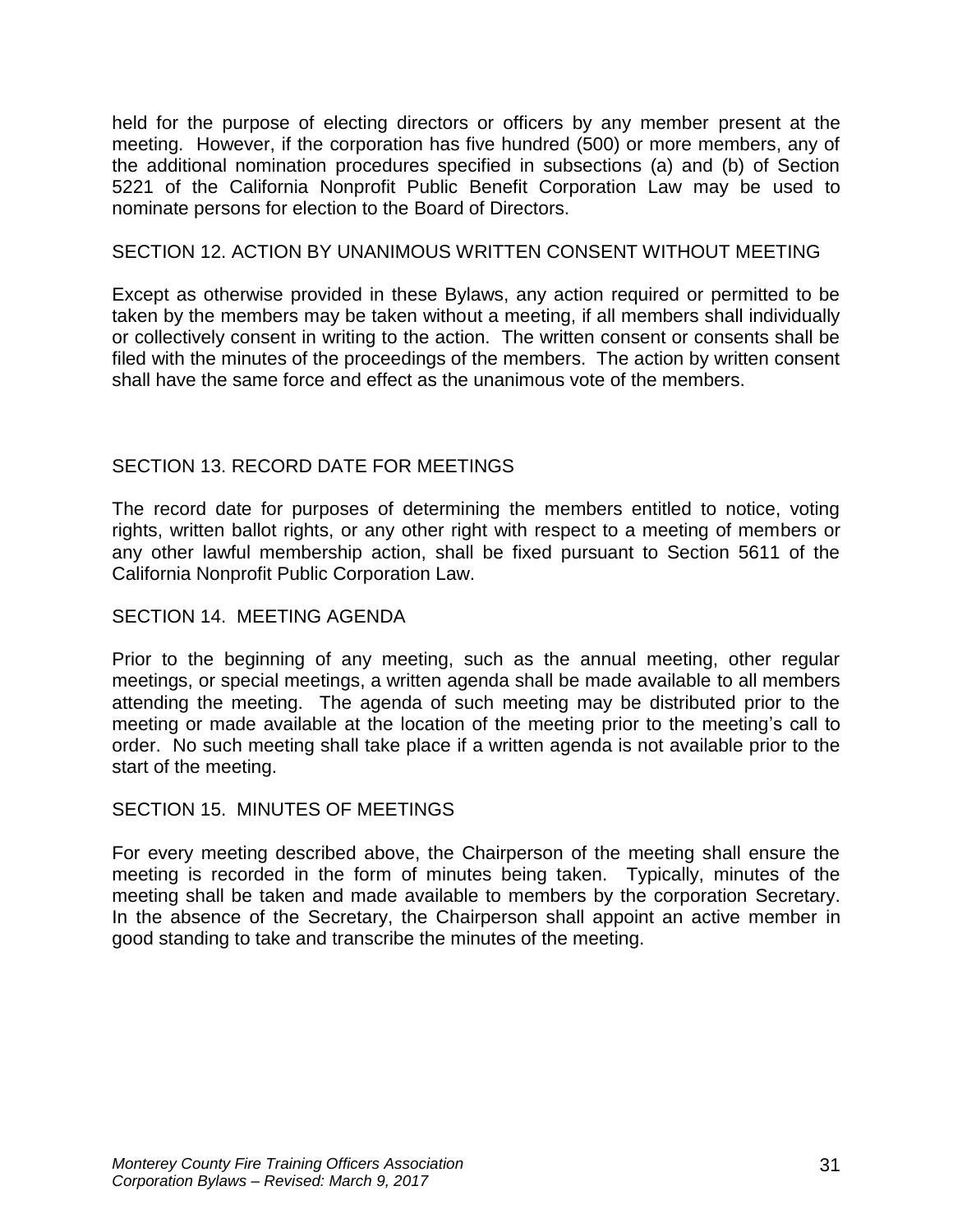held for the purpose of electing directors or officers by any member present at the meeting. However, if the corporation has five hundred (500) or more members, any of the additional nomination procedures specified in subsections (a) and (b) of Section 5221 of the California Nonprofit Public Benefit Corporation Law may be used to nominate persons for election to the Board of Directors.

## SECTION 12. ACTION BY UNANIMOUS WRITTEN CONSENT WITHOUT MEETING

Except as otherwise provided in these Bylaws, any action required or permitted to be taken by the members may be taken without a meeting, if all members shall individually or collectively consent in writing to the action. The written consent or consents shall be filed with the minutes of the proceedings of the members. The action by written consent shall have the same force and effect as the unanimous vote of the members.

## SECTION 13. RECORD DATE FOR MEETINGS

The record date for purposes of determining the members entitled to notice, voting rights, written ballot rights, or any other right with respect to a meeting of members or any other lawful membership action, shall be fixed pursuant to Section 5611 of the California Nonprofit Public Corporation Law.

## SECTION 14. MEETING AGENDA

Prior to the beginning of any meeting, such as the annual meeting, other regular meetings, or special meetings, a written agenda shall be made available to all members attending the meeting. The agenda of such meeting may be distributed prior to the meeting or made available at the location of the meeting prior to the meeting's call to order. No such meeting shall take place if a written agenda is not available prior to the start of the meeting.

## SECTION 15. MINUTES OF MEETINGS

For every meeting described above, the Chairperson of the meeting shall ensure the meeting is recorded in the form of minutes being taken. Typically, minutes of the meeting shall be taken and made available to members by the corporation Secretary. In the absence of the Secretary, the Chairperson shall appoint an active member in good standing to take and transcribe the minutes of the meeting.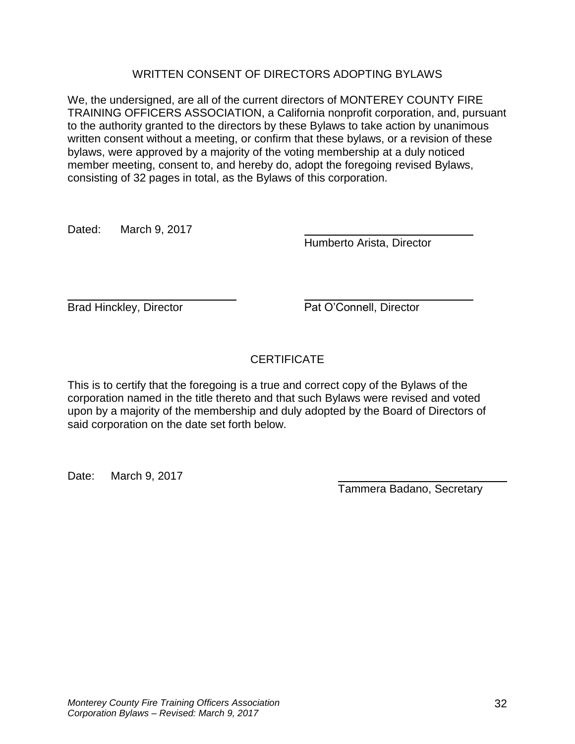## WRITTEN CONSENT OF DIRECTORS ADOPTING BYLAWS

We, the undersigned, are all of the current directors of MONTEREY COUNTY FIRE TRAINING OFFICERS ASSOCIATION, a California nonprofit corporation, and, pursuant to the authority granted to the directors by these Bylaws to take action by unanimous written consent without a meeting, or confirm that these bylaws, or a revision of these bylaws, were approved by a majority of the voting membership at a duly noticed member meeting, consent to, and hereby do, adopt the foregoing revised Bylaws, consisting of 32 pages in total, as the Bylaws of this corporation.

Dated: March 9, 2017

Humberto Arista, Director

Brad Hinckley, Director

Pat O'Connell, Director

## CERTIFICATE

This is to certify that the foregoing is a true and correct copy of the Bylaws of the corporation named in the title thereto and that such Bylaws were revised and voted upon by a majority of the membership and duly adopted by the Board of Directors of said corporation on the date set forth below.

Date: March 9, 2017

Tammera Badano, Secretary